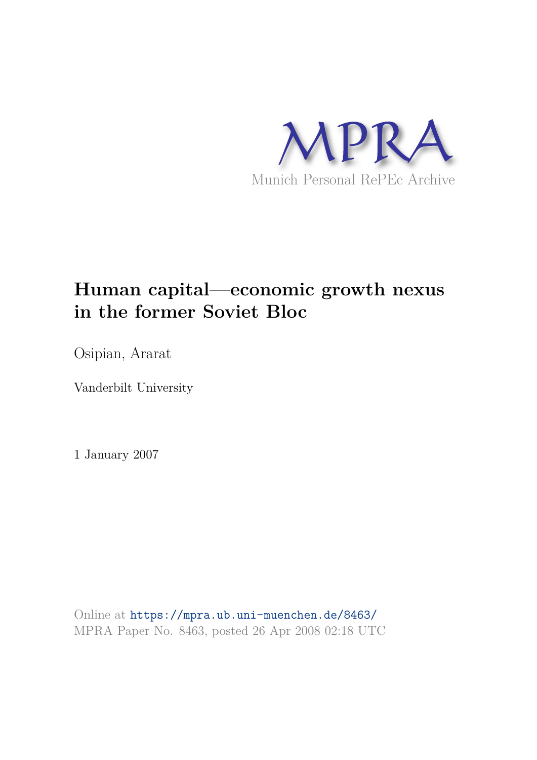MPRA

Munich Personal RePEc Archive

# Human capital—economic growth nexus in the former Soviet Bloc

Osipian, Ararat

Vanderbilt University

1 January 2007

Online at https://mpra.ub.uni-muenchen.de/8463/
MPRA Paper No. 8463, posted 26 Apr 2008 02:18 UTC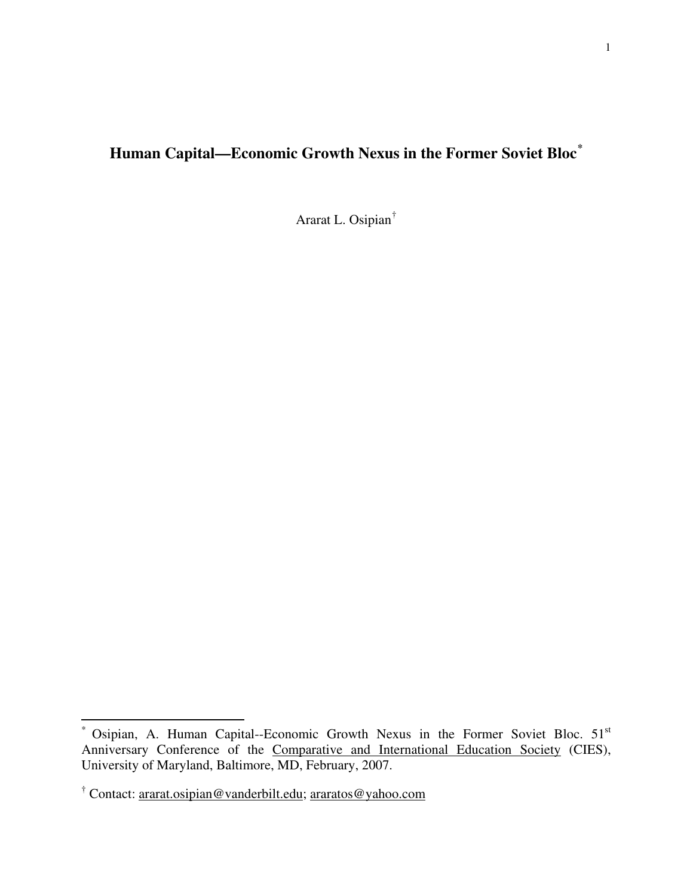# Human Capital—Economic Growth Nexus in the Former Soviet Bloc*

Ararat L. Osipian†

---

* Osipian, A. Human Capital--Economic Growth Nexus in the Former Soviet Bloc. 51st Anniversary Conference of the Comparative and International Education Society (CIES), University of Maryland, Baltimore, MD, February, 2007.

† Contact: ararat.osipian@vanderbilt.edu; araratos@yahoo.com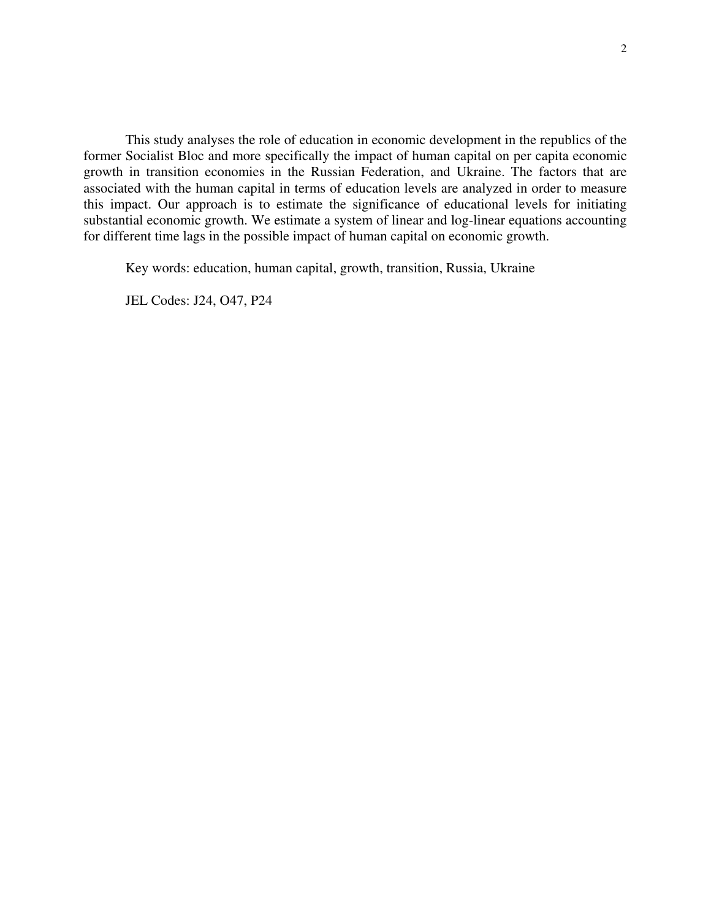This study analyses the role of education in economic development in the republics of the former Socialist Bloc and more specifically the impact of human capital on per capita economic growth in transition economies in the Russian Federation, and Ukraine. The factors that are associated with the human capital in terms of education levels are analyzed in order to measure this impact. Our approach is to estimate the significance of educational levels for initiating substantial economic growth. We estimate a system of linear and log-linear equations accounting for different time lags in the possible impact of human capital on economic growth.

Key words: education, human capital, growth, transition, Russia, Ukraine

JEL Codes: J24, O47, P24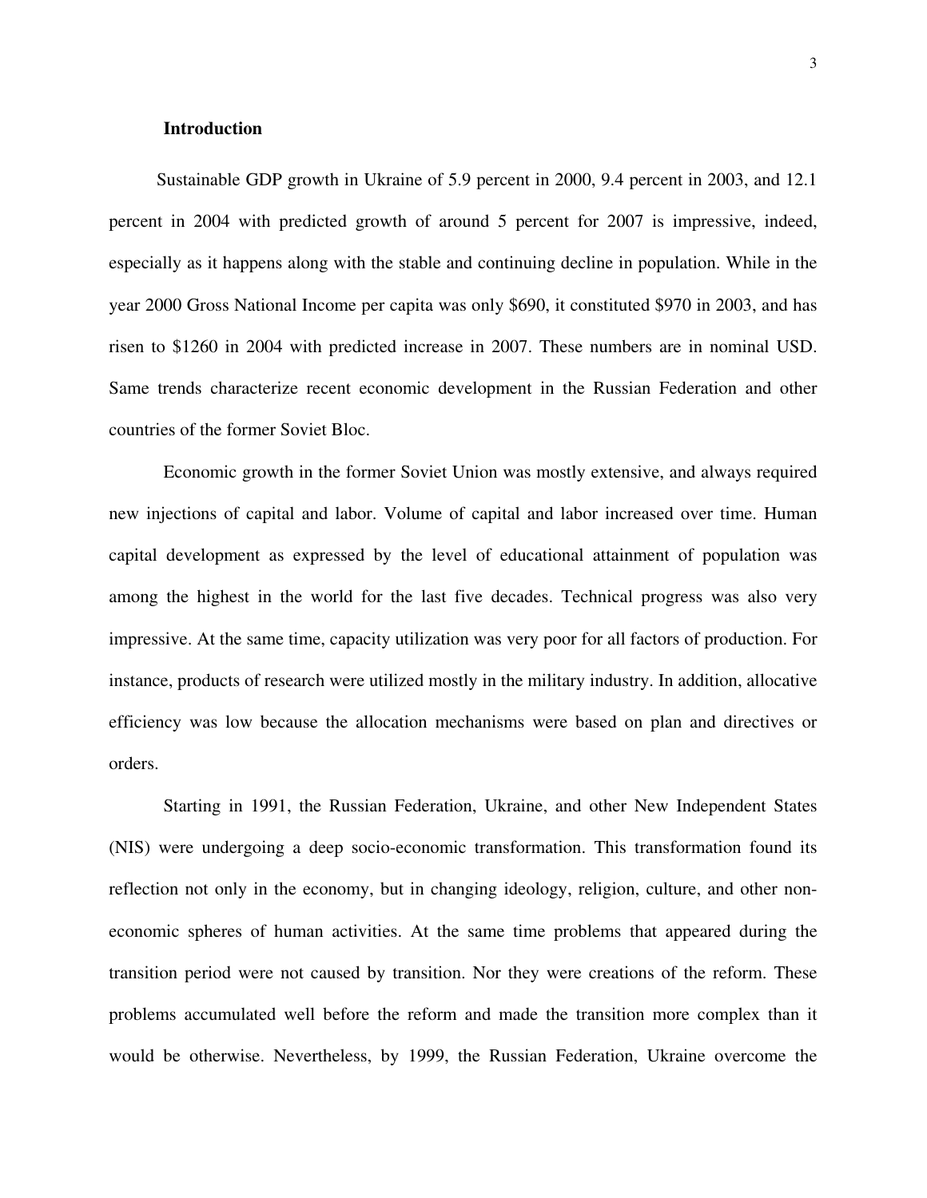## Introduction

Sustainable GDP growth in Ukraine of 5.9 percent in 2000, 9.4 percent in 2003, and 12.1 percent in 2004 with predicted growth of around 5 percent for 2007 is impressive, indeed, especially as it happens along with the stable and continuing decline in population. While in the year 2000 Gross National Income per capita was only $690, it constituted $970 in 2003, and has risen to $1260 in 2004 with predicted increase in 2007. These numbers are in nominal USD. Same trends characterize recent economic development in the Russian Federation and other countries of the former Soviet Bloc.

Economic growth in the former Soviet Union was mostly extensive, and always required new injections of capital and labor. Volume of capital and labor increased over time. Human capital development as expressed by the level of educational attainment of population was among the highest in the world for the last five decades. Technical progress was also very impressive. At the same time, capacity utilization was very poor for all factors of production. For instance, products of research were utilized mostly in the military industry. In addition, allocative efficiency was low because the allocation mechanisms were based on plan and directives or orders.

Starting in 1991, the Russian Federation, Ukraine, and other New Independent States (NIS) were undergoing a deep socio-economic transformation. This transformation found its reflection not only in the economy, but in changing ideology, religion, culture, and other non-economic spheres of human activities. At the same time problems that appeared during the transition period were not caused by transition. Nor they were creations of the reform. These problems accumulated well before the reform and made the transition more complex than it would be otherwise. Nevertheless, by 1999, the Russian Federation, Ukraine overcome the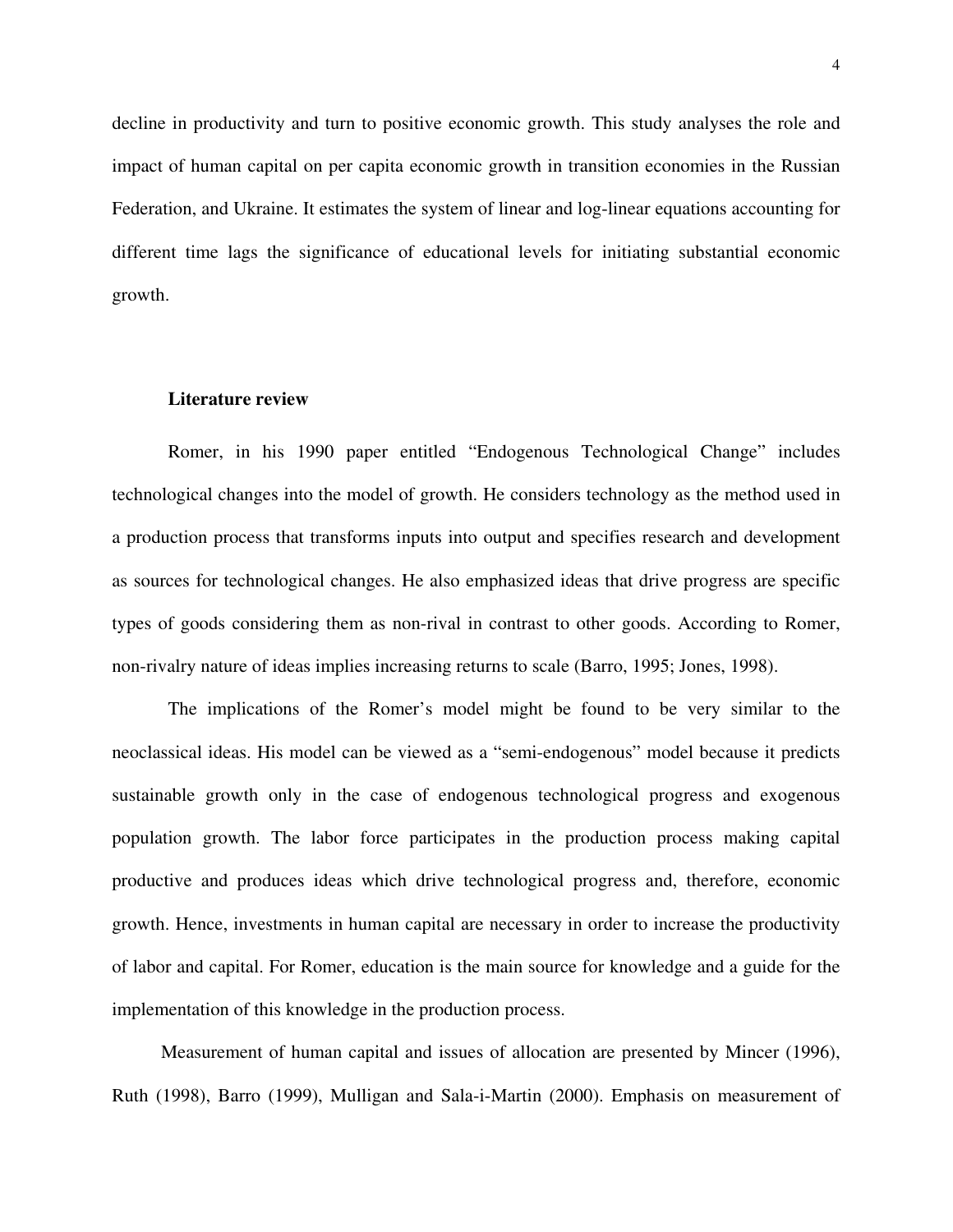decline in productivity and turn to positive economic growth. This study analyses the role and impact of human capital on per capita economic growth in transition economies in the Russian Federation, and Ukraine. It estimates the system of linear and log-linear equations accounting for different time lags the significance of educational levels for initiating substantial economic growth.

## Literature review

Romer, in his 1990 paper entitled "Endogenous Technological Change" includes technological changes into the model of growth. He considers technology as the method used in a production process that transforms inputs into output and specifies research and development as sources for technological changes. He also emphasized ideas that drive progress are specific types of goods considering them as non-rival in contrast to other goods. According to Romer, non-rivalry nature of ideas implies increasing returns to scale (Barro, 1995; Jones, 1998).

The implications of the Romer's model might be found to be very similar to the neoclassical ideas. His model can be viewed as a "semi-endogenous" model because it predicts sustainable growth only in the case of endogenous technological progress and exogenous population growth. The labor force participates in the production process making capital productive and produces ideas which drive technological progress and, therefore, economic growth. Hence, investments in human capital are necessary in order to increase the productivity of labor and capital. For Romer, education is the main source for knowledge and a guide for the implementation of this knowledge in the production process.

Measurement of human capital and issues of allocation are presented by Mincer (1996), Ruth (1998), Barro (1999), Mulligan and Sala-i-Martin (2000). Emphasis on measurement of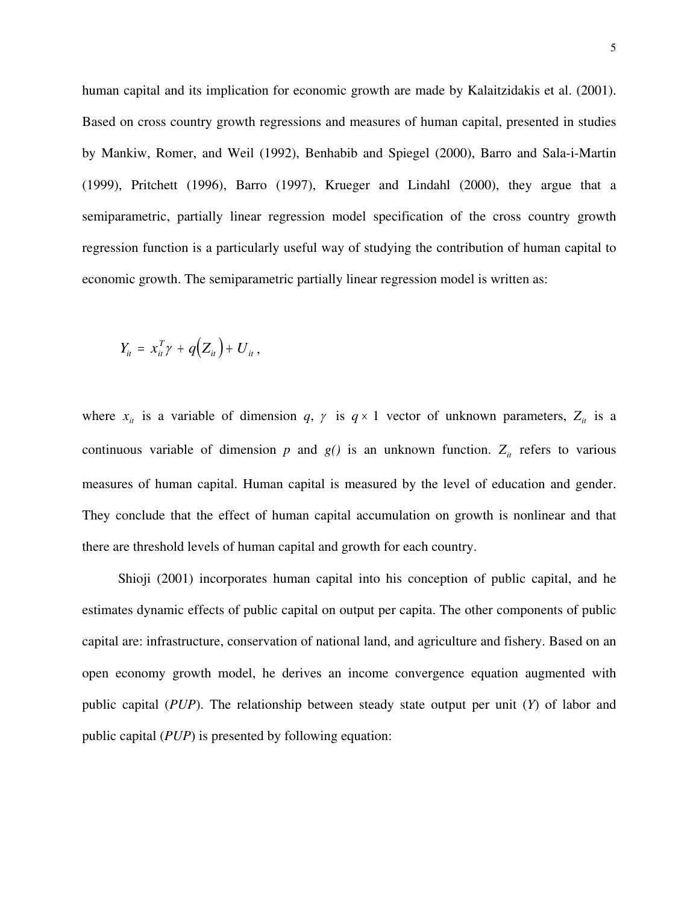human capital and its implication for economic growth are made by Kalaitzidakis et al. (2001). Based on cross country growth regressions and measures of human capital, presented in studies by Mankiw, Romer, and Weil (1992), Benhabib and Spiegel (2000), Barro and Sala-i-Martin (1999), Pritchett (1996), Barro (1997), Krueger and Lindahl (2000), they argue that a semiparametric, partially linear regression model specification of the cross country growth regression function is a particularly useful way of studying the contribution of human capital to economic growth. The semiparametric partially linear regression model is written as:

$$Y_{it} = x_{it}^{T}\gamma + q\left(Z_{it}\right) + U_{it},$$

where $x_{it}$ is a variable of dimension *q*, $\gamma$ is $q \times 1$ vector of unknown parameters, $Z_{it}$ is a continuous variable of dimension *p* and *g()* is an unknown function. $Z_{it}$ refers to various measures of human capital. Human capital is measured by the level of education and gender. They conclude that the effect of human capital accumulation on growth is nonlinear and that there are threshold levels of human capital and growth for each country.

Shioji (2001) incorporates human capital into his conception of public capital, and he estimates dynamic effects of public capital on output per capita. The other components of public capital are: infrastructure, conservation of national land, and agriculture and fishery. Based on an open economy growth model, he derives an income convergence equation augmented with public capital (*PUP*). The relationship between steady state output per unit (*Y*) of labor and public capital (*PUP*) is presented by following equation: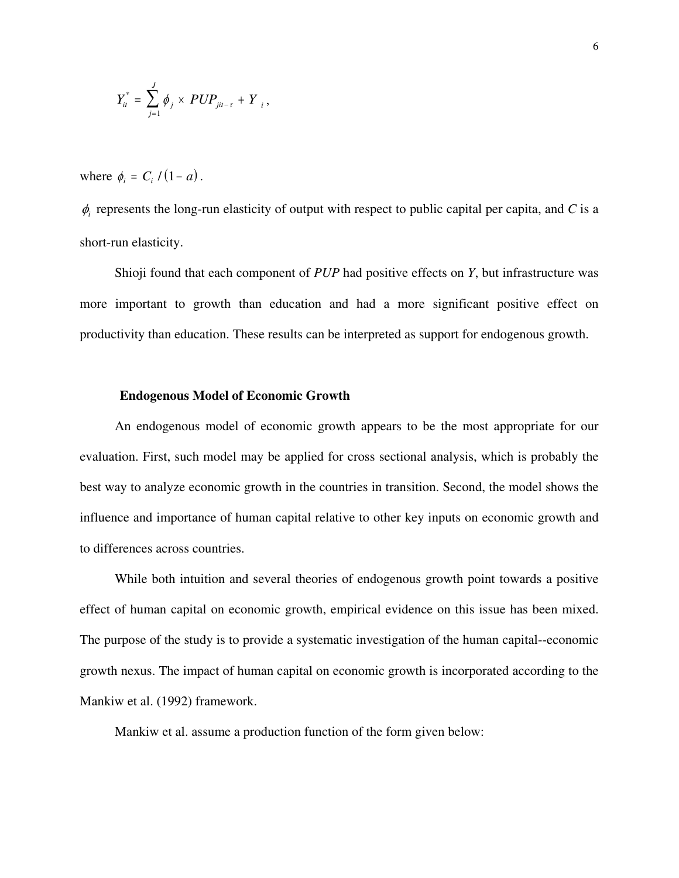$$Y_{it}^{*} = \sum_{j=1}^{J} \phi_j \times PUP_{jit-\tau} + Y_{i},$$

where $\phi_i = C_i / (1 - a)$.

$\phi_i$ represents the long-run elasticity of output with respect to public capital per capita, and *C* is a short-run elasticity.

Shioji found that each component of *PUP* had positive effects on *Y*, but infrastructure was more important to growth than education and had a more significant positive effect on productivity than education. These results can be interpreted as support for endogenous growth.

### Endogenous Model of Economic Growth

An endogenous model of economic growth appears to be the most appropriate for our evaluation. First, such model may be applied for cross sectional analysis, which is probably the best way to analyze economic growth in the countries in transition. Second, the model shows the influence and importance of human capital relative to other key inputs on economic growth and to differences across countries.

While both intuition and several theories of endogenous growth point towards a positive effect of human capital on economic growth, empirical evidence on this issue has been mixed. The purpose of the study is to provide a systematic investigation of the human capital--economic growth nexus. The impact of human capital on economic growth is incorporated according to the Mankiw et al. (1992) framework.

Mankiw et al. assume a production function of the form given below: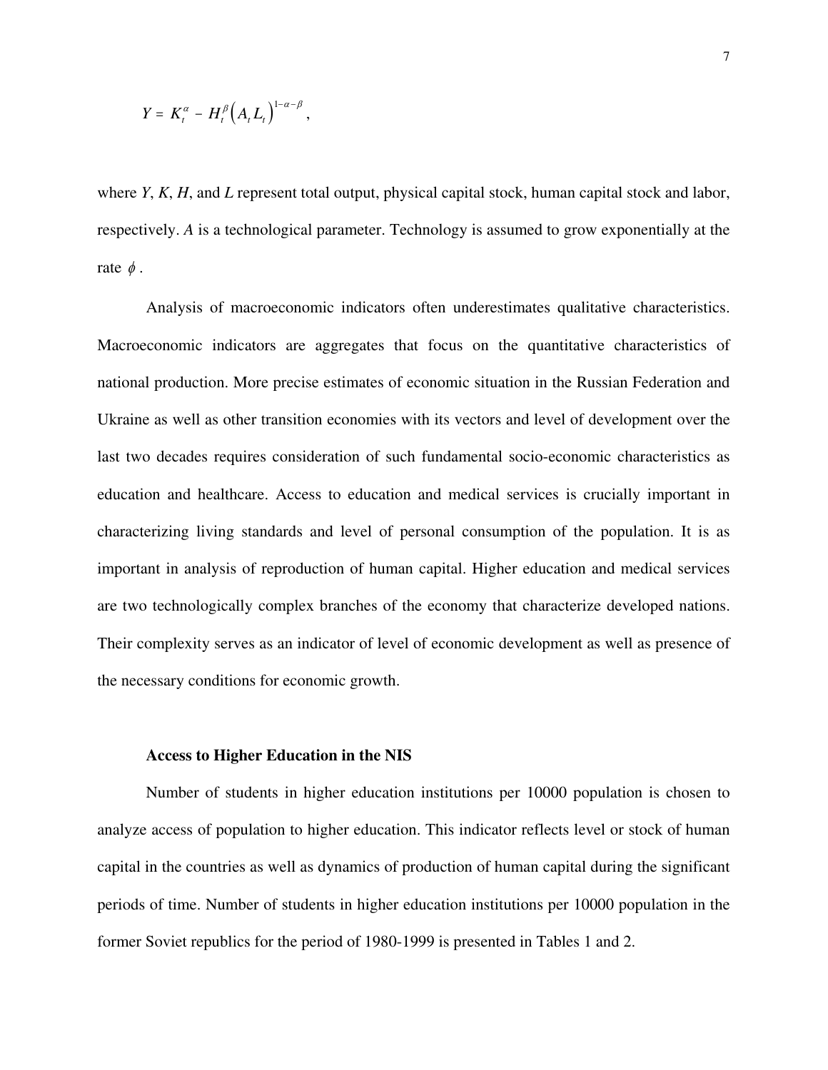$$Y = K_t^{\alpha} - H_t^{\beta}\left(A_t L_t\right)^{1-\alpha-\beta},$$

where *Y*, *K*, *H*, and *L* represent total output, physical capital stock, human capital stock and labor, respectively. *A* is a technological parameter. Technology is assumed to grow exponentially at the rate $\phi$.

Analysis of macroeconomic indicators often underestimates qualitative characteristics. Macroeconomic indicators are aggregates that focus on the quantitative characteristics of national production. More precise estimates of economic situation in the Russian Federation and Ukraine as well as other transition economies with its vectors and level of development over the last two decades requires consideration of such fundamental socio-economic characteristics as education and healthcare. Access to education and medical services is crucially important in characterizing living standards and level of personal consumption of the population. It is as important in analysis of reproduction of human capital. Higher education and medical services are two technologically complex branches of the economy that characterize developed nations. Their complexity serves as an indicator of level of economic development as well as presence of the necessary conditions for economic growth.

**Access to Higher Education in the NIS**

Number of students in higher education institutions per 10000 population is chosen to analyze access of population to higher education. This indicator reflects level or stock of human capital in the countries as well as dynamics of production of human capital during the significant periods of time. Number of students in higher education institutions per 10000 population in the former Soviet republics for the period of 1980-1999 is presented in Tables 1 and 2.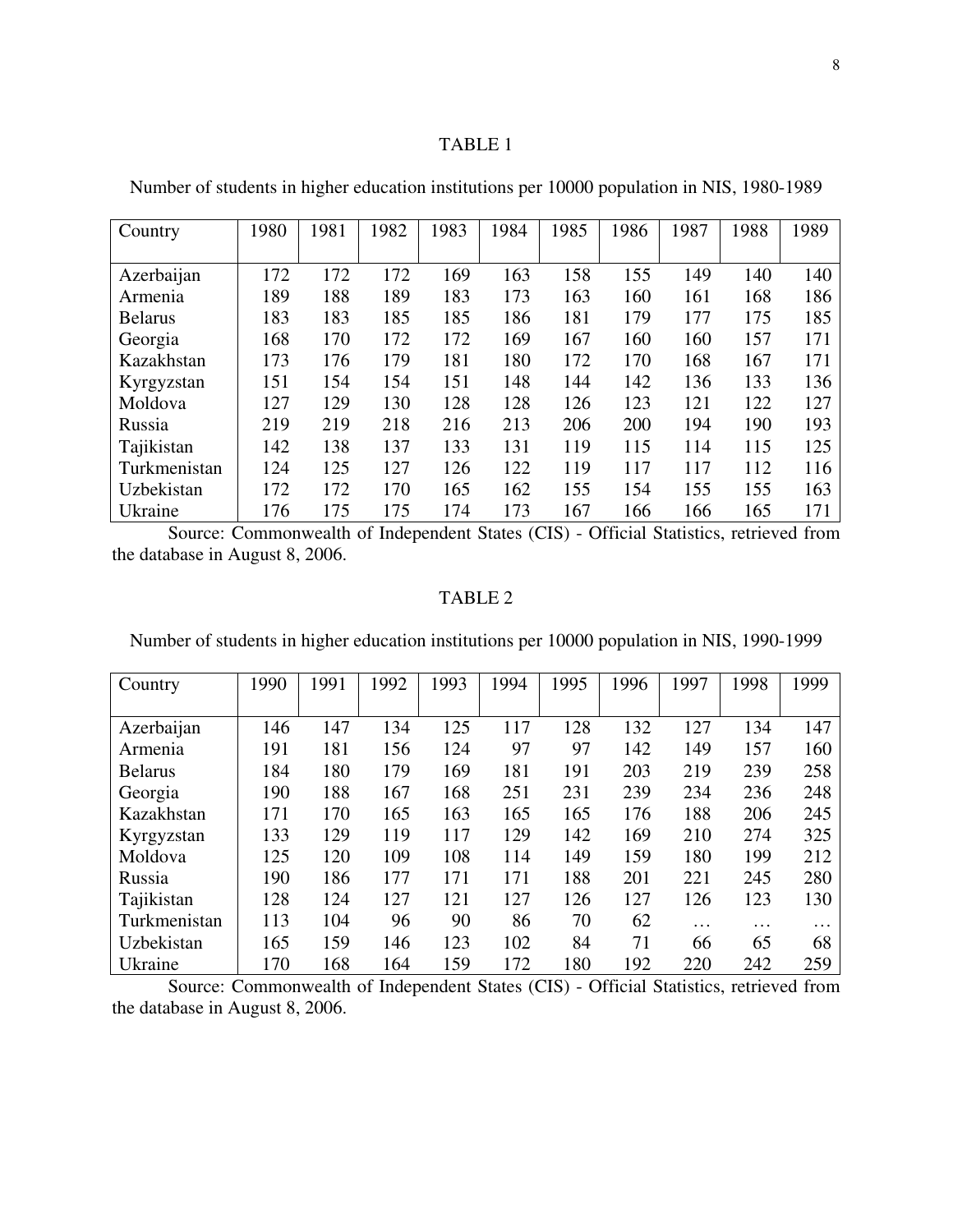TABLE 1

Number of students in higher education institutions per 10000 population in NIS, 1980-1989

| Country | 1980 | 1981 | 1982 | 1983 | 1984 | 1985 | 1986 | 1987 | 1988 | 1989 |
|---|---|---|---|---|---|---|---|---|---|---|
| Azerbaijan | 172 | 172 | 172 | 169 | 163 | 158 | 155 | 149 | 140 | 140 |
| Armenia | 189 | 188 | 189 | 183 | 173 | 163 | 160 | 161 | 168 | 186 |
| Belarus | 183 | 183 | 185 | 185 | 186 | 181 | 179 | 177 | 175 | 185 |
| Georgia | 168 | 170 | 172 | 172 | 169 | 167 | 160 | 160 | 157 | 171 |
| Kazakhstan | 173 | 176 | 179 | 181 | 180 | 172 | 170 | 168 | 167 | 171 |
| Kyrgyzstan | 151 | 154 | 154 | 151 | 148 | 144 | 142 | 136 | 133 | 136 |
| Moldova | 127 | 129 | 130 | 128 | 128 | 126 | 123 | 121 | 122 | 127 |
| Russia | 219 | 219 | 218 | 216 | 213 | 206 | 200 | 194 | 190 | 193 |
| Tajikistan | 142 | 138 | 137 | 133 | 131 | 119 | 115 | 114 | 115 | 125 |
| Turkmenistan | 124 | 125 | 127 | 126 | 122 | 119 | 117 | 117 | 112 | 116 |
| Uzbekistan | 172 | 172 | 170 | 165 | 162 | 155 | 154 | 155 | 155 | 163 |
| Ukraine | 176 | 175 | 175 | 174 | 173 | 167 | 166 | 166 | 165 | 171 |

Source: Commonwealth of Independent States (CIS) - Official Statistics, retrieved from the database in August 8, 2006.

TABLE 2

Number of students in higher education institutions per 10000 population in NIS, 1990-1999

| Country | 1990 | 1991 | 1992 | 1993 | 1994 | 1995 | 1996 | 1997 | 1998 | 1999 |
|---|---|---|---|---|---|---|---|---|---|---|
| Azerbaijan | 146 | 147 | 134 | 125 | 117 | 128 | 132 | 127 | 134 | 147 |
| Armenia | 191 | 181 | 156 | 124 | 97 | 97 | 142 | 149 | 157 | 160 |
| Belarus | 184 | 180 | 179 | 169 | 181 | 191 | 203 | 219 | 239 | 258 |
| Georgia | 190 | 188 | 167 | 168 | 251 | 231 | 239 | 234 | 236 | 248 |
| Kazakhstan | 171 | 170 | 165 | 163 | 165 | 165 | 176 | 188 | 206 | 245 |
| Kyrgyzstan | 133 | 129 | 119 | 117 | 129 | 142 | 169 | 210 | 274 | 325 |
| Moldova | 125 | 120 | 109 | 108 | 114 | 149 | 159 | 180 | 199 | 212 |
| Russia | 190 | 186 | 177 | 171 | 171 | 188 | 201 | 221 | 245 | 280 |
| Tajikistan | 128 | 124 | 127 | 121 | 127 | 126 | 127 | 126 | 123 | 130 |
| Turkmenistan | 113 | 104 | 96 | 90 | 86 | 70 | 62 | … | … | … |
| Uzbekistan | 165 | 159 | 146 | 123 | 102 | 84 | 71 | 66 | 65 | 68 |
| Ukraine | 170 | 168 | 164 | 159 | 172 | 180 | 192 | 220 | 242 | 259 |

Source: Commonwealth of Independent States (CIS) - Official Statistics, retrieved from the database in August 8, 2006.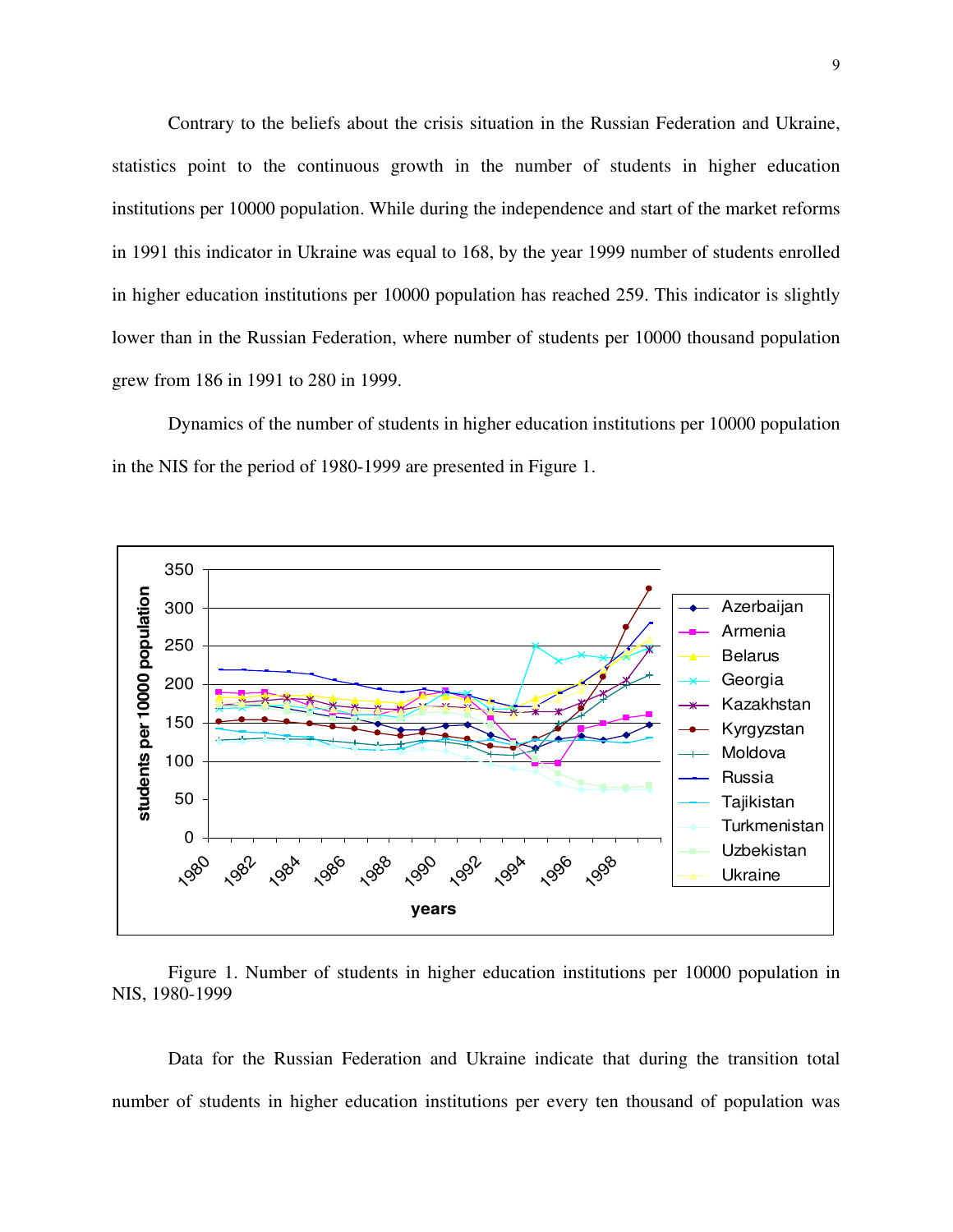Contrary to the beliefs about the crisis situation in the Russian Federation and Ukraine, statistics point to the continuous growth in the number of students in higher education institutions per 10000 population. While during the independence and start of the market reforms in 1991 this indicator in Ukraine was equal to 168, by the year 1999 number of students enrolled in higher education institutions per 10000 population has reached 259. This indicator is slightly lower than in the Russian Federation, where number of students per 10000 thousand population grew from 186 in 1991 to 280 in 1999.

Dynamics of the number of students in higher education institutions per 10000 population in the NIS for the period of 1980-1999 are presented in Figure 1.

Figure 1. Number of students in higher education institutions per 10000 population in NIS, 1980-1999

Data for the Russian Federation and Ukraine indicate that during the transition total number of students in higher education institutions per every ten thousand of population was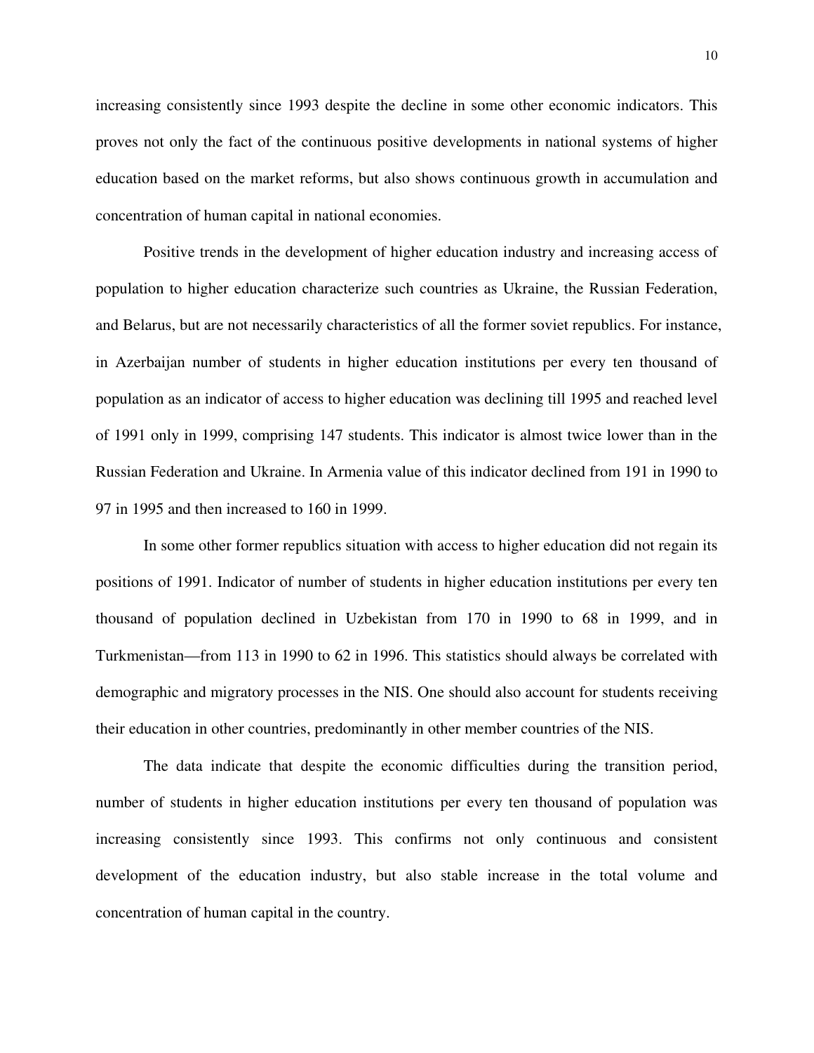increasing consistently since 1993 despite the decline in some other economic indicators. This proves not only the fact of the continuous positive developments in national systems of higher education based on the market reforms, but also shows continuous growth in accumulation and concentration of human capital in national economies.

Positive trends in the development of higher education industry and increasing access of population to higher education characterize such countries as Ukraine, the Russian Federation, and Belarus, but are not necessarily characteristics of all the former soviet republics. For instance, in Azerbaijan number of students in higher education institutions per every ten thousand of population as an indicator of access to higher education was declining till 1995 and reached level of 1991 only in 1999, comprising 147 students. This indicator is almost twice lower than in the Russian Federation and Ukraine. In Armenia value of this indicator declined from 191 in 1990 to 97 in 1995 and then increased to 160 in 1999.

In some other former republics situation with access to higher education did not regain its positions of 1991. Indicator of number of students in higher education institutions per every ten thousand of population declined in Uzbekistan from 170 in 1990 to 68 in 1999, and in Turkmenistan—from 113 in 1990 to 62 in 1996. This statistics should always be correlated with demographic and migratory processes in the NIS. One should also account for students receiving their education in other countries, predominantly in other member countries of the NIS.

The data indicate that despite the economic difficulties during the transition period, number of students in higher education institutions per every ten thousand of population was increasing consistently since 1993. This confirms not only continuous and consistent development of the education industry, but also stable increase in the total volume and concentration of human capital in the country.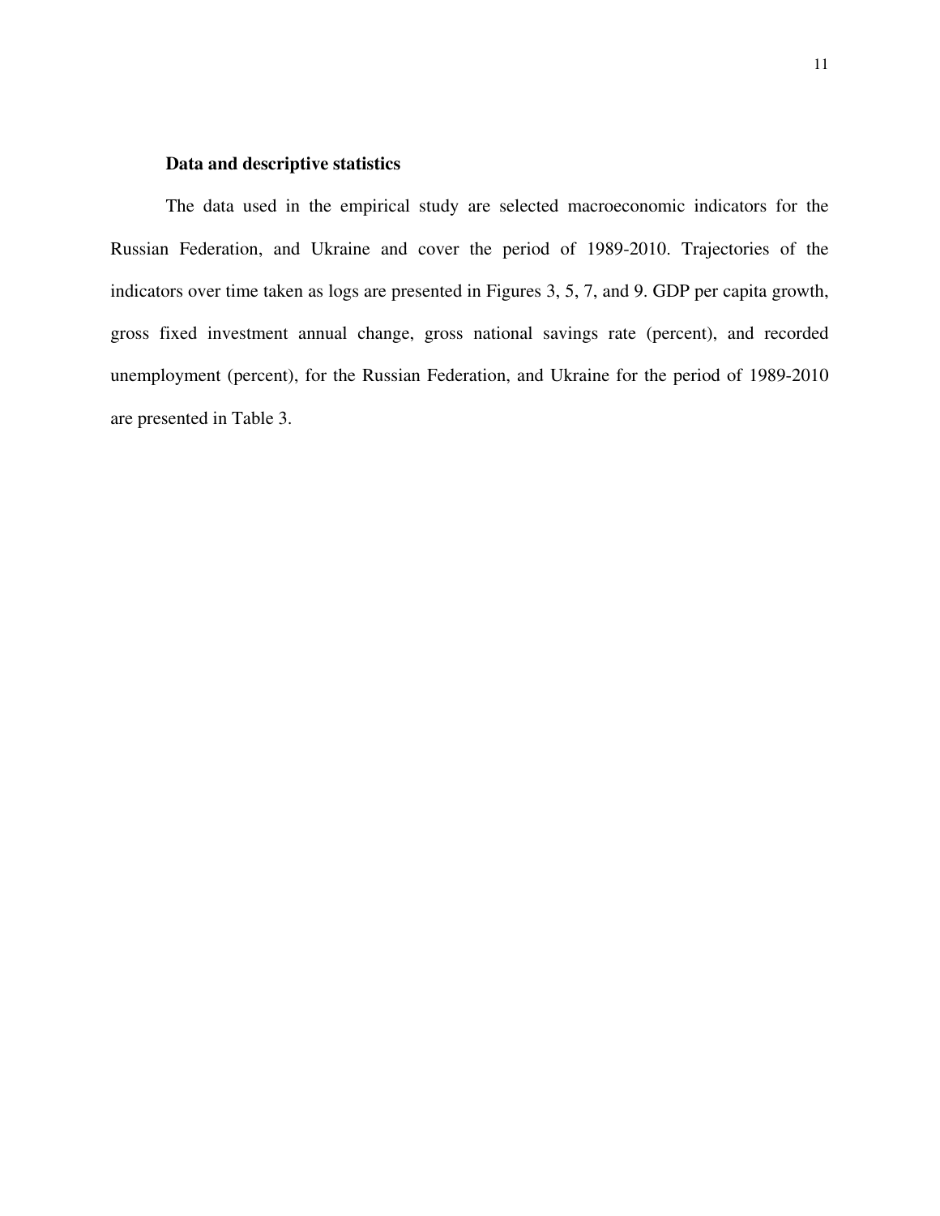### Data and descriptive statistics

The data used in the empirical study are selected macroeconomic indicators for the Russian Federation, and Ukraine and cover the period of 1989-2010. Trajectories of the indicators over time taken as logs are presented in Figures 3, 5, 7, and 9. GDP per capita growth, gross fixed investment annual change, gross national savings rate (percent), and recorded unemployment (percent), for the Russian Federation, and Ukraine for the period of 1989-2010 are presented in Table 3.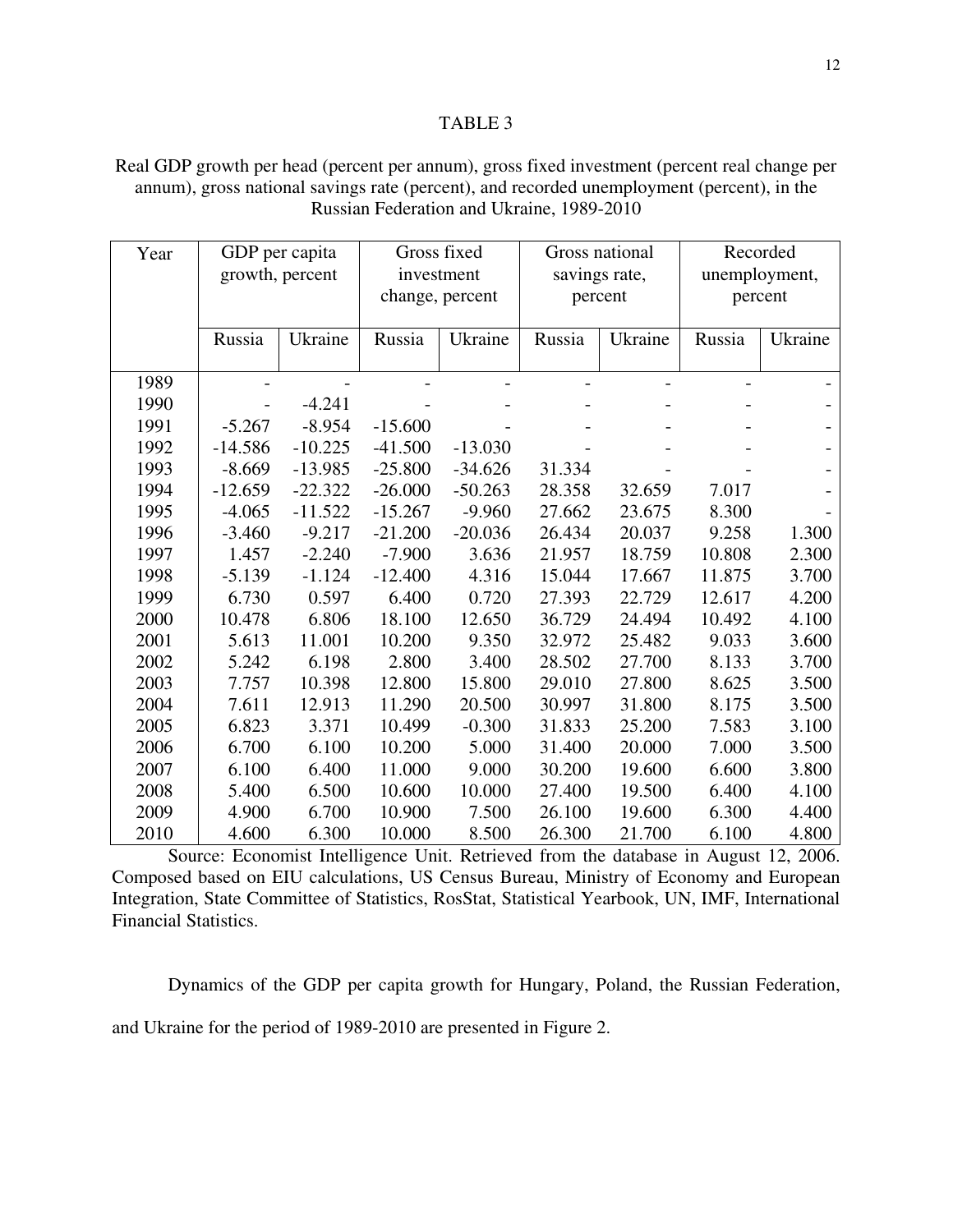TABLE 3

Real GDP growth per head (percent per annum), gross fixed investment (percent real change per annum), gross national savings rate (percent), and recorded unemployment (percent), in the Russian Federation and Ukraine, 1989-2010

| Year | GDP per capita growth, percent | | Gross fixed investment change, percent | | Gross national savings rate, percent | | Recorded unemployment, percent | |
|---|---|---|---|---|---|---|---|---|
| | Russia | Ukraine | Russia | Ukraine | Russia | Ukraine | Russia | Ukraine |
| 1989 | - | - | - | - | - | - | - | - |
| 1990 | - | -4.241 | - | - | - | - | - | - |
| 1991 | -5.267 | -8.954 | -15.600 | - | - | - | - | - |
| 1992 | -14.586 | -10.225 | -41.500 | -13.030 | - | - | - | - |
| 1993 | -8.669 | -13.985 | -25.800 | -34.626 | 31.334 | - | - | - |
| 1994 | -12.659 | -22.322 | -26.000 | -50.263 | 28.358 | 32.659 | 7.017 | - |
| 1995 | -4.065 | -11.522 | -15.267 | -9.960 | 27.662 | 23.675 | 8.300 | - |
| 1996 | -3.460 | -9.217 | -21.200 | -20.036 | 26.434 | 20.037 | 9.258 | 1.300 |
| 1997 | 1.457 | -2.240 | -7.900 | 3.636 | 21.957 | 18.759 | 10.808 | 2.300 |
| 1998 | -5.139 | -1.124 | -12.400 | 4.316 | 15.044 | 17.667 | 11.875 | 3.700 |
| 1999 | 6.730 | 0.597 | 6.400 | 0.720 | 27.393 | 22.729 | 12.617 | 4.200 |
| 2000 | 10.478 | 6.806 | 18.100 | 12.650 | 36.729 | 24.494 | 10.492 | 4.100 |
| 2001 | 5.613 | 11.001 | 10.200 | 9.350 | 32.972 | 25.482 | 9.033 | 3.600 |
| 2002 | 5.242 | 6.198 | 2.800 | 3.400 | 28.502 | 27.700 | 8.133 | 3.700 |
| 2003 | 7.757 | 10.398 | 12.800 | 15.800 | 29.010 | 27.800 | 8.625 | 3.500 |
| 2004 | 7.611 | 12.913 | 11.290 | 20.500 | 30.997 | 31.800 | 8.175 | 3.500 |
| 2005 | 6.823 | 3.371 | 10.499 | -0.300 | 31.833 | 25.200 | 7.583 | 3.100 |
| 2006 | 6.700 | 6.100 | 10.200 | 5.000 | 31.400 | 20.000 | 7.000 | 3.500 |
| 2007 | 6.100 | 6.400 | 11.000 | 9.000 | 30.200 | 19.600 | 6.600 | 3.800 |
| 2008 | 5.400 | 6.500 | 10.600 | 10.000 | 27.400 | 19.500 | 6.400 | 4.100 |
| 2009 | 4.900 | 6.700 | 10.900 | 7.500 | 26.100 | 19.600 | 6.300 | 4.400 |
| 2010 | 4.600 | 6.300 | 10.000 | 8.500 | 26.300 | 21.700 | 6.100 | 4.800 |

Source: Economist Intelligence Unit. Retrieved from the database in August 12, 2006. Composed based on EIU calculations, US Census Bureau, Ministry of Economy and European Integration, State Committee of Statistics, RosStat, Statistical Yearbook, UN, IMF, International Financial Statistics.

Dynamics of the GDP per capita growth for Hungary, Poland, the Russian Federation, and Ukraine for the period of 1989-2010 are presented in Figure 2.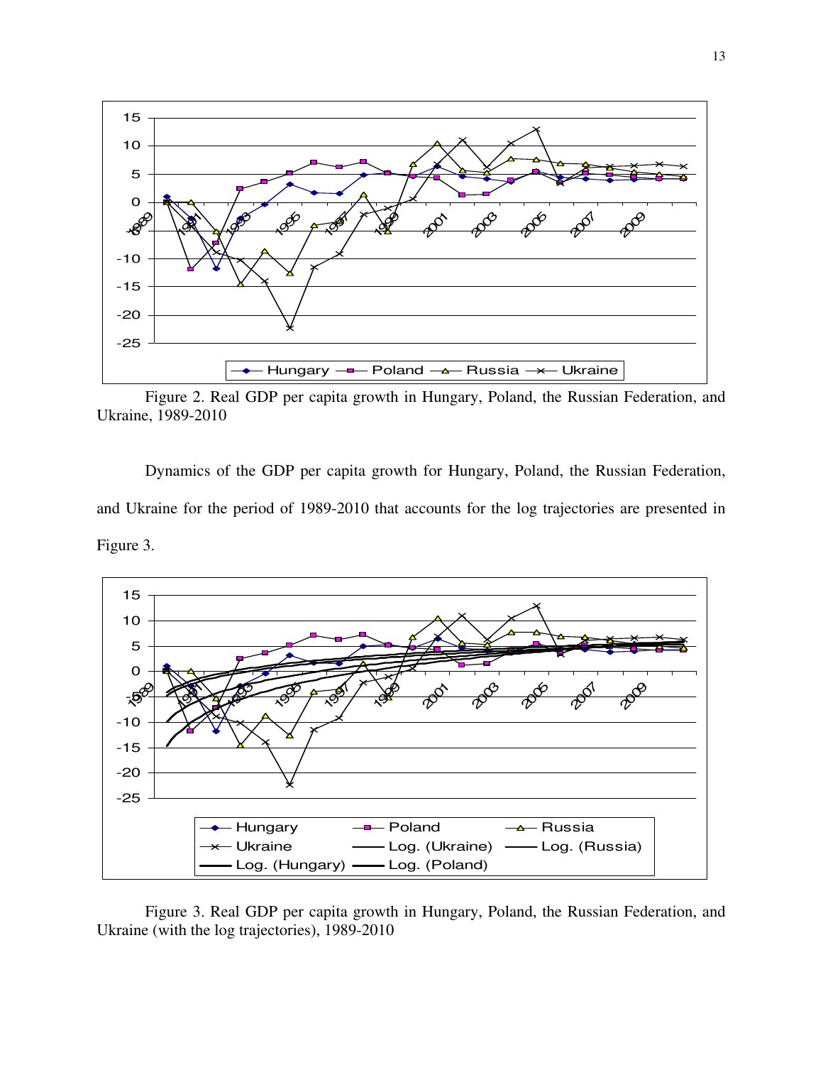Figure 2. Real GDP per capita growth in Hungary, Poland, the Russian Federation, and Ukraine, 1989-2010

Dynamics of the GDP per capita growth for Hungary, Poland, the Russian Federation, and Ukraine for the period of 1989-2010 that accounts for the log trajectories are presented in Figure 3.

Figure 3. Real GDP per capita growth in Hungary, Poland, the Russian Federation, and Ukraine (with the log trajectories), 1989-2010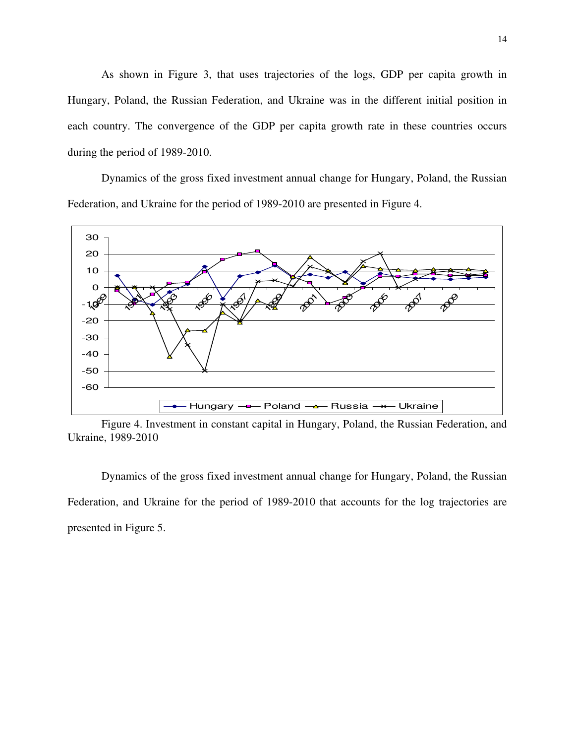As shown in Figure 3, that uses trajectories of the logs, GDP per capita growth in Hungary, Poland, the Russian Federation, and Ukraine was in the different initial position in each country. The convergence of the GDP per capita growth rate in these countries occurs during the period of 1989-2010.

Dynamics of the gross fixed investment annual change for Hungary, Poland, the Russian Federation, and Ukraine for the period of 1989-2010 are presented in Figure 4.

Figure 4. Investment in constant capital in Hungary, Poland, the Russian Federation, and Ukraine, 1989-2010

Dynamics of the gross fixed investment annual change for Hungary, Poland, the Russian Federation, and Ukraine for the period of 1989-2010 that accounts for the log trajectories are presented in Figure 5.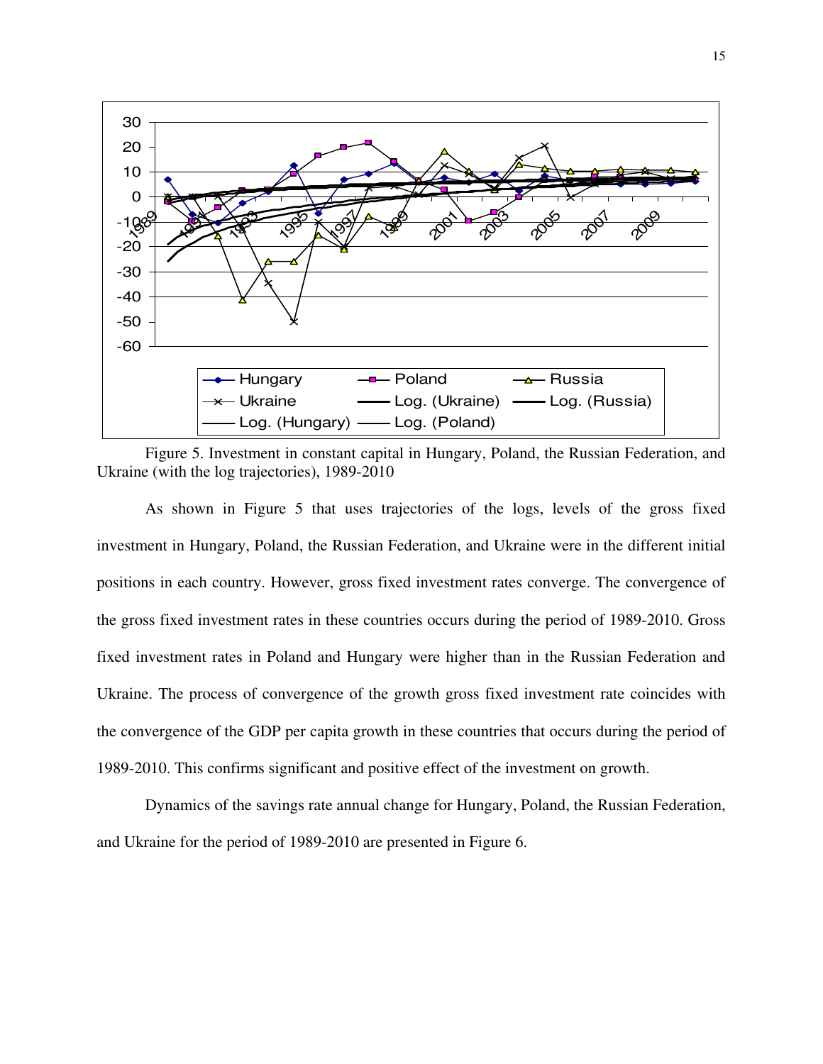Figure 5. Investment in constant capital in Hungary, Poland, the Russian Federation, and Ukraine (with the log trajectories), 1989-2010

As shown in Figure 5 that uses trajectories of the logs, levels of the gross fixed investment in Hungary, Poland, the Russian Federation, and Ukraine were in the different initial positions in each country. However, gross fixed investment rates converge. The convergence of the gross fixed investment rates in these countries occurs during the period of 1989-2010. Gross fixed investment rates in Poland and Hungary were higher than in the Russian Federation and Ukraine. The process of convergence of the growth gross fixed investment rate coincides with the convergence of the GDP per capita growth in these countries that occurs during the period of 1989-2010. This confirms significant and positive effect of the investment on growth.

Dynamics of the savings rate annual change for Hungary, Poland, the Russian Federation, and Ukraine for the period of 1989-2010 are presented in Figure 6.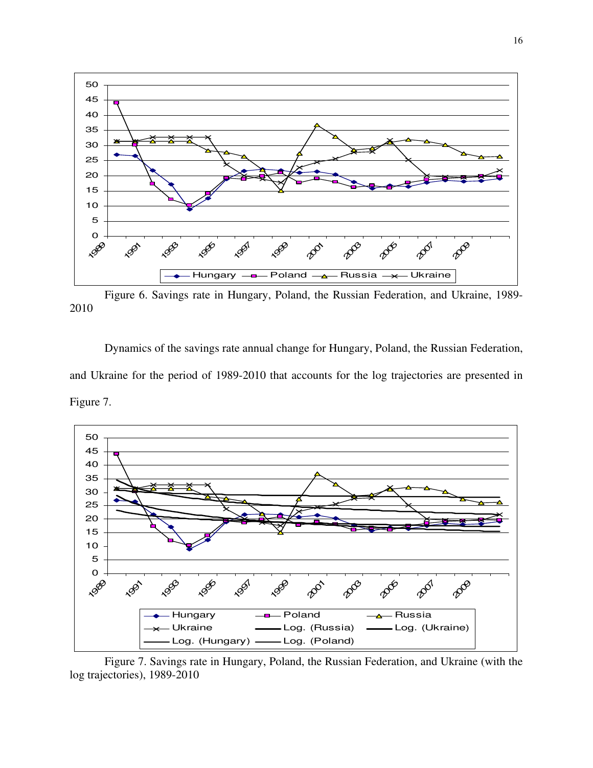Figure 6. Savings rate in Hungary, Poland, the Russian Federation, and Ukraine, 1989-2010

Dynamics of the savings rate annual change for Hungary, Poland, the Russian Federation, and Ukraine for the period of 1989-2010 that accounts for the log trajectories are presented in Figure 7.

Figure 7. Savings rate in Hungary, Poland, the Russian Federation, and Ukraine (with the log trajectories), 1989-2010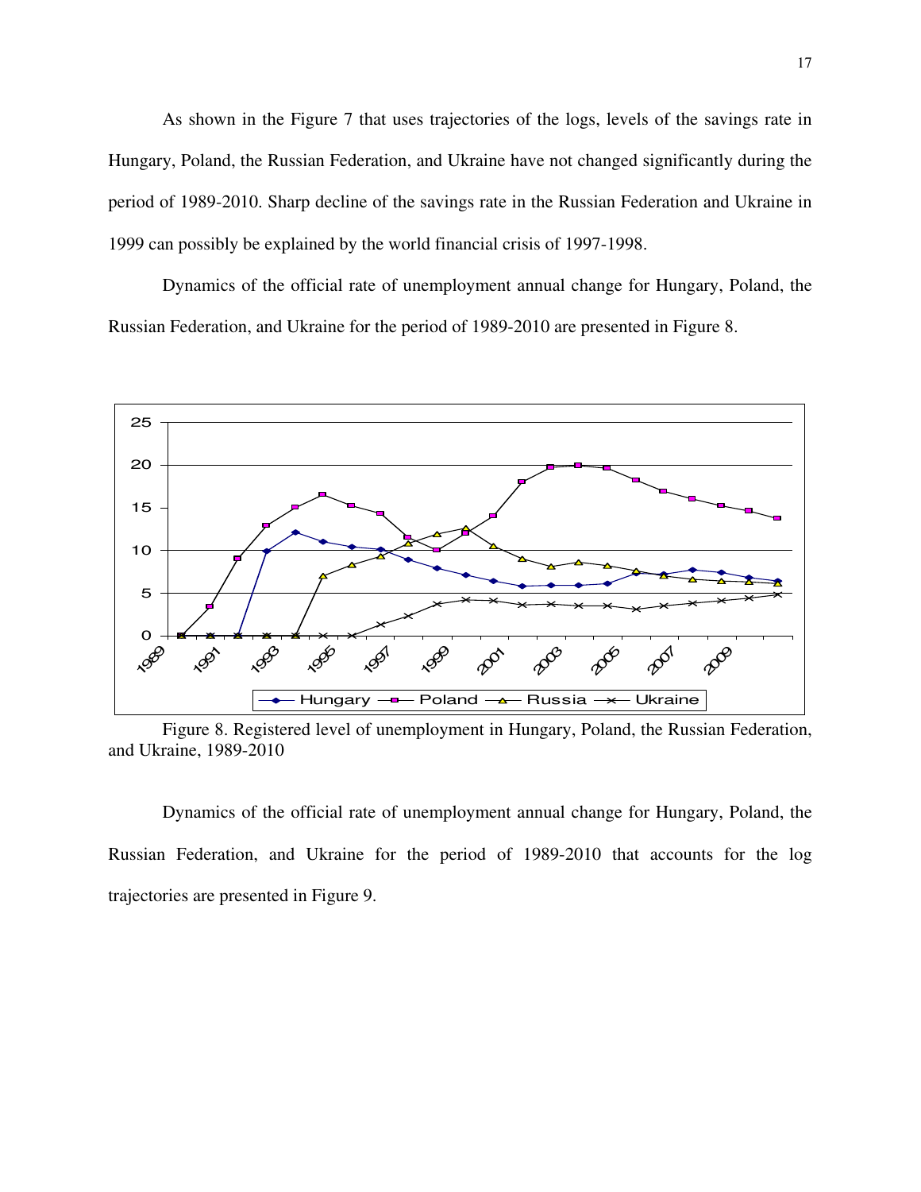As shown in the Figure 7 that uses trajectories of the logs, levels of the savings rate in Hungary, Poland, the Russian Federation, and Ukraine have not changed significantly during the period of 1989-2010. Sharp decline of the savings rate in the Russian Federation and Ukraine in 1999 can possibly be explained by the world financial crisis of 1997-1998.

Dynamics of the official rate of unemployment annual change for Hungary, Poland, the Russian Federation, and Ukraine for the period of 1989-2010 are presented in Figure 8.

Figure 8. Registered level of unemployment in Hungary, Poland, the Russian Federation, and Ukraine, 1989-2010

Dynamics of the official rate of unemployment annual change for Hungary, Poland, the Russian Federation, and Ukraine for the period of 1989-2010 that accounts for the log trajectories are presented in Figure 9.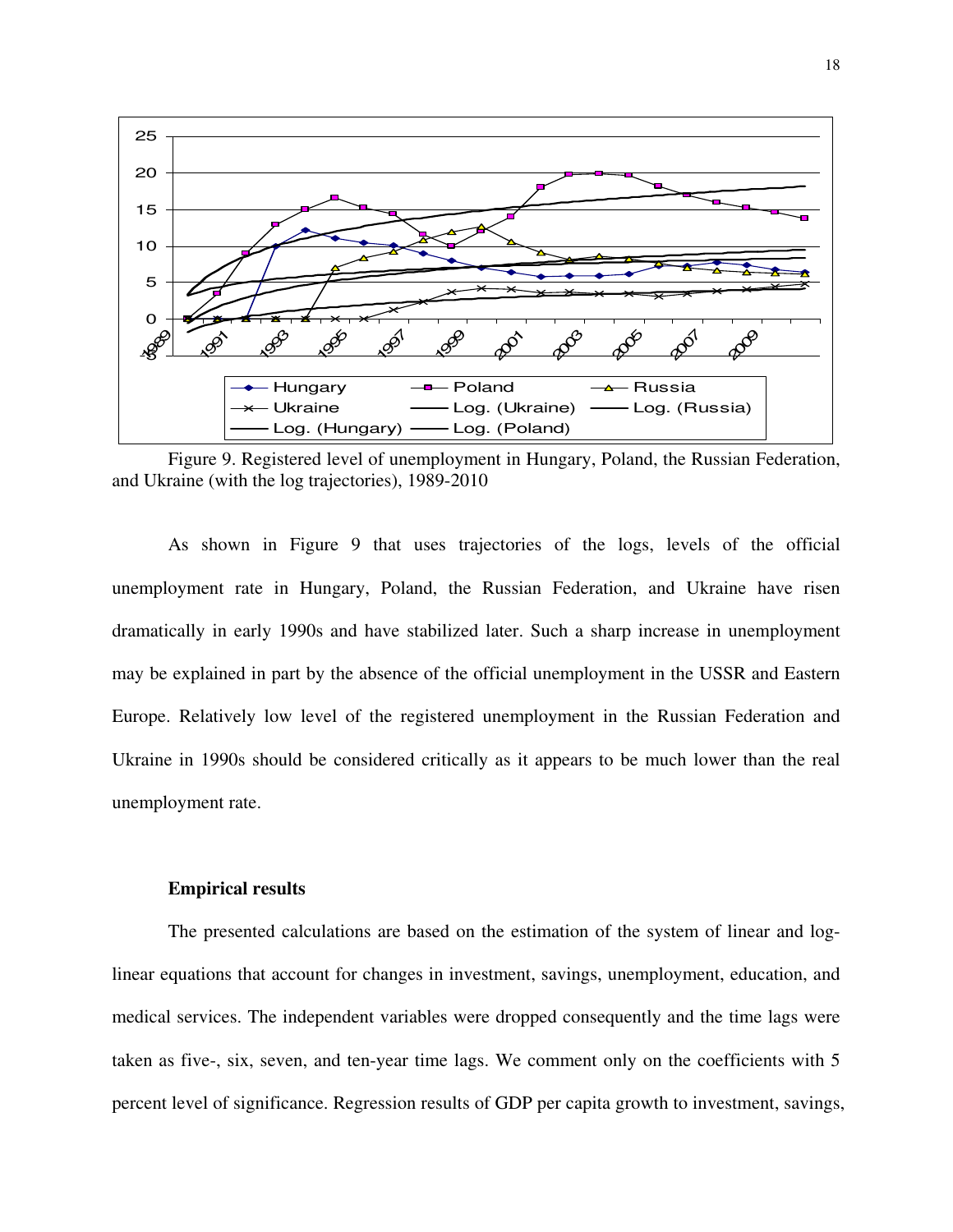Figure 9. Registered level of unemployment in Hungary, Poland, the Russian Federation, and Ukraine (with the log trajectories), 1989-2010

As shown in Figure 9 that uses trajectories of the logs, levels of the official unemployment rate in Hungary, Poland, the Russian Federation, and Ukraine have risen dramatically in early 1990s and have stabilized later. Such a sharp increase in unemployment may be explained in part by the absence of the official unemployment in the USSR and Eastern Europe. Relatively low level of the registered unemployment in the Russian Federation and Ukraine in 1990s should be considered critically as it appears to be much lower than the real unemployment rate.

**Empirical results**

The presented calculations are based on the estimation of the system of linear and log-linear equations that account for changes in investment, savings, unemployment, education, and medical services. The independent variables were dropped consequently and the time lags were taken as five-, six, seven, and ten-year time lags. We comment only on the coefficients with 5 percent level of significance. Regression results of GDP per capita growth to investment, savings,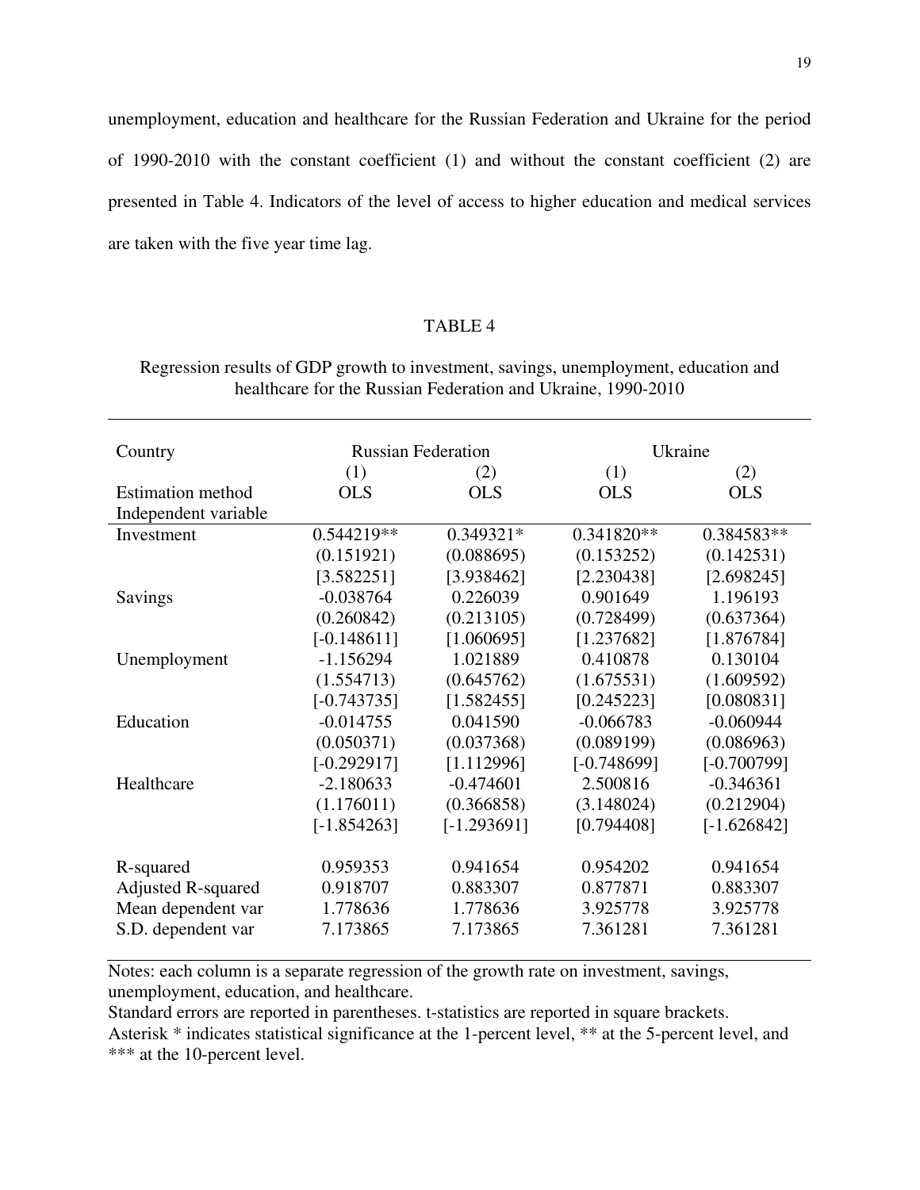unemployment, education and healthcare for the Russian Federation and Ukraine for the period of 1990-2010 with the constant coefficient (1) and without the constant coefficient (2) are presented in Table 4. Indicators of the level of access to higher education and medical services are taken with the five year time lag.

TABLE 4

Regression results of GDP growth to investment, savings, unemployment, education and healthcare for the Russian Federation and Ukraine, 1990-2010

| Country | Russian Federation | | Ukraine | |
|---|---|---|---|---|
| | (1) | (2) | (1) | (2) |
| Estimation method | OLS | OLS | OLS | OLS |
| Independent variable | | | | |
| Investment | 0.544219** | 0.349321* | 0.341820** | 0.384583** |
| | (0.151921) | (0.088695) | (0.153252) | (0.142531) |
| | [3.582251] | [3.938462] | [2.230438] | [2.698245] |
| Savings | -0.038764 | 0.226039 | 0.901649 | 1.196193 |
| | (0.260842) | (0.213105) | (0.728499) | (0.637364) |
| | [-0.148611] | [1.060695] | [1.237682] | [1.876784] |
| Unemployment | -1.156294 | 1.021889 | 0.410878 | 0.130104 |
| | (1.554713) | (0.645762) | (1.675531) | (1.609592) |
| | [-0.743735] | [1.582455] | [0.245223] | [0.080831] |
| Education | -0.014755 | 0.041590 | -0.066783 | -0.060944 |
| | (0.050371) | (0.037368) | (0.089199) | (0.086963) |
| | [-0.292917] | [1.112996] | [-0.748699] | [-0.700799] |
| Healthcare | -2.180633 | -0.474601 | 2.500816 | -0.346361 |
| | (1.176011) | (0.366858) | (3.148024) | (0.212904) |
| | [-1.854263] | [-1.293691] | [0.794408] | [-1.626842] |
| R-squared | 0.959353 | 0.941654 | 0.954202 | 0.941654 |
| Adjusted R-squared | 0.918707 | 0.883307 | 0.877871 | 0.883307 |
| Mean dependent var | 1.778636 | 1.778636 | 3.925778 | 3.925778 |
| S.D. dependent var | 7.173865 | 7.173865 | 7.361281 | 7.361281 |

Notes: each column is a separate regression of the growth rate on investment, savings, unemployment, education, and healthcare.

Standard errors are reported in parentheses. t-statistics are reported in square brackets.

Asterisk * indicates statistical significance at the 1-percent level, ** at the 5-percent level, and *** at the 10-percent level.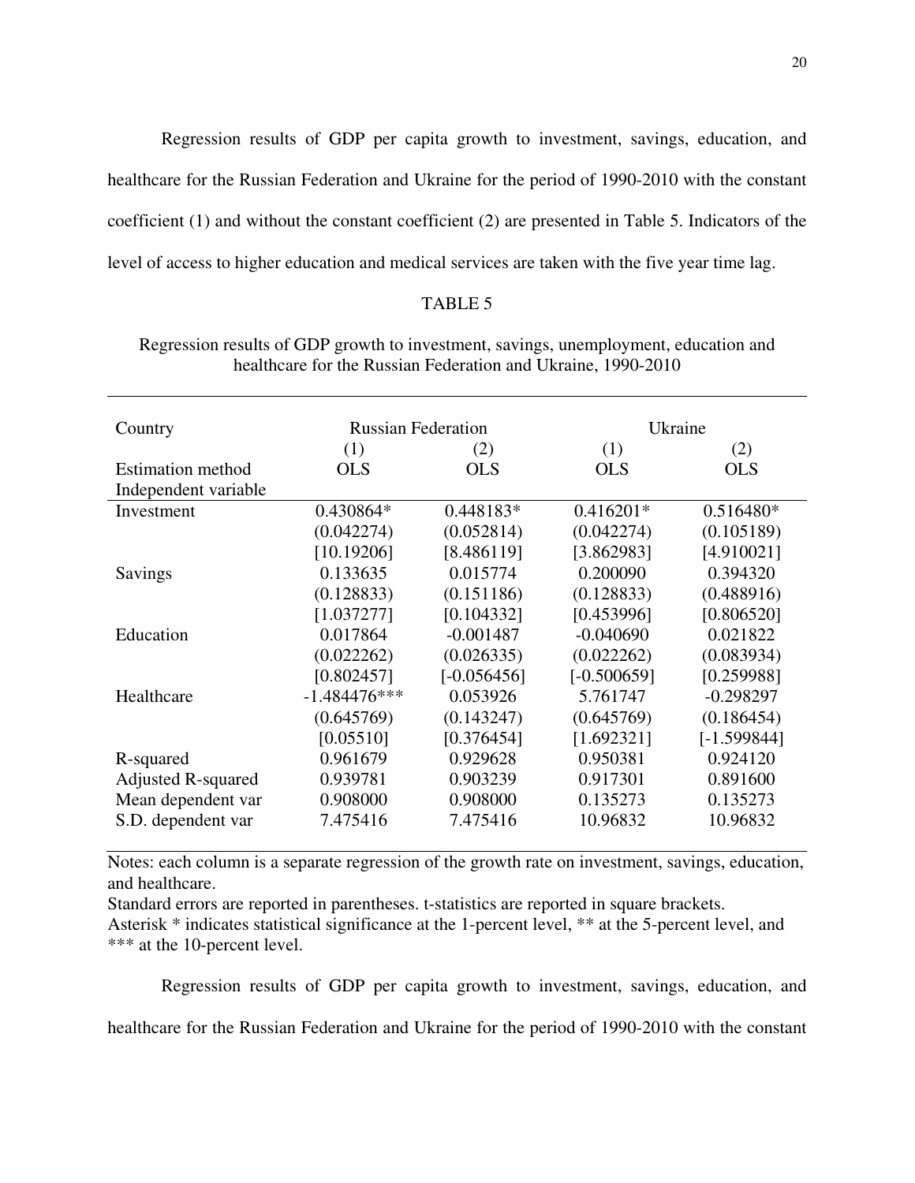Regression results of GDP per capita growth to investment, savings, education, and healthcare for the Russian Federation and Ukraine for the period of 1990-2010 with the constant coefficient (1) and without the constant coefficient (2) are presented in Table 5. Indicators of the level of access to higher education and medical services are taken with the five year time lag.

TABLE 5

Regression results of GDP growth to investment, savings, unemployment, education and healthcare for the Russian Federation and Ukraine, 1990-2010

| Country | Russian Federation | | Ukraine | |
|---|---|---|---|---|
| | (1) | (2) | (1) | (2) |
| Estimation method | OLS | OLS | OLS | OLS |
| Independent variable | | | | |
| Investment | 0.430864* | 0.448183* | 0.416201* | 0.516480* |
| | (0.042274) | (0.052814) | (0.042274) | (0.105189) |
| | [10.19206] | [8.486119] | [3.862983] | [4.910021] |
| Savings | 0.133635 | 0.015774 | 0.200090 | 0.394320 |
| | (0.128833) | (0.151186) | (0.128833) | (0.488916) |
| | [1.037277] | [0.104332] | [0.453996] | [0.806520] |
| Education | 0.017864 | -0.001487 | -0.040690 | 0.021822 |
| | (0.022262) | (0.026335) | (0.022262) | (0.083934) |
| | [0.802457] | [-0.056456] | [-0.500659] | [0.259988] |
| Healthcare | -1.484476*** | 0.053926 | 5.761747 | -0.298297 |
| | (0.645769) | (0.143247) | (0.645769) | (0.186454) |
| | [0.05510] | [0.376454] | [1.692321] | [-1.599844] |
| R-squared | 0.961679 | 0.929628 | 0.950381 | 0.924120 |
| Adjusted R-squared | 0.939781 | 0.903239 | 0.917301 | 0.891600 |
| Mean dependent var | 0.908000 | 0.908000 | 0.135273 | 0.135273 |
| S.D. dependent var | 7.475416 | 7.475416 | 10.96832 | 10.96832 |

Notes: each column is a separate regression of the growth rate on investment, savings, education, and healthcare.
Standard errors are reported in parentheses. t-statistics are reported in square brackets.
Asterisk * indicates statistical significance at the 1-percent level, ** at the 5-percent level, and *** at the 10-percent level.

Regression results of GDP per capita growth to investment, savings, education, and healthcare for the Russian Federation and Ukraine for the period of 1990-2010 with the constant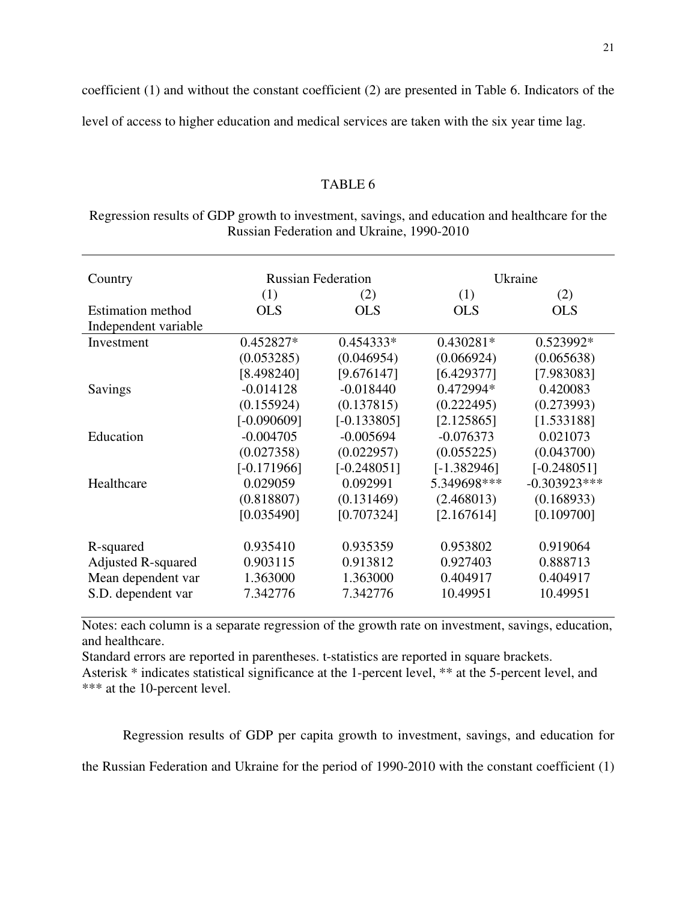coefficient (1) and without the constant coefficient (2) are presented in Table 6. Indicators of the level of access to higher education and medical services are taken with the six year time lag.

TABLE 6

Regression results of GDP growth to investment, savings, and education and healthcare for the Russian Federation and Ukraine, 1990-2010

| Country | Russian Federation | | Ukraine | |
|---|---|---|---|---|
| | (1) | (2) | (1) | (2) |
| Estimation method | OLS | OLS | OLS | OLS |
| Independent variable | | | | |
| Investment | 0.452827* | 0.454333* | 0.430281* | 0.523992* |
| | (0.053285) | (0.046954) | (0.066924) | (0.065638) |
| | [8.498240] | [9.676147] | [6.429377] | [7.983083] |
| Savings | -0.014128 | -0.018440 | 0.472994* | 0.420083 |
| | (0.155924) | (0.137815) | (0.222495) | (0.273993) |
| | [-0.090609] | [-0.133805] | [2.125865] | [1.533188] |
| Education | -0.004705 | -0.005694 | -0.076373 | 0.021073 |
| | (0.027358) | (0.022957) | (0.055225) | (0.043700) |
| | [-0.171966] | [-0.248051] | [-1.382946] | [-0.248051] |
| Healthcare | 0.029059 | 0.092991 | 5.349698*** | -0.303923*** |
| | (0.818807) | (0.131469) | (2.468013) | (0.168933) |
| | [0.035490] | [0.707324] | [2.167614] | [0.109700] |
| R-squared | 0.935410 | 0.935359 | 0.953802 | 0.919064 |
| Adjusted R-squared | 0.903115 | 0.913812 | 0.927403 | 0.888713 |
| Mean dependent var | 1.363000 | 1.363000 | 0.404917 | 0.404917 |
| S.D. dependent var | 7.342776 | 7.342776 | 10.49951 | 10.49951 |

Notes: each column is a separate regression of the growth rate on investment, savings, education, and healthcare.
Standard errors are reported in parentheses. t-statistics are reported in square brackets.
Asterisk * indicates statistical significance at the 1-percent level, ** at the 5-percent level, and *** at the 10-percent level.

Regression results of GDP per capita growth to investment, savings, and education for the Russian Federation and Ukraine for the period of 1990-2010 with the constant coefficient (1)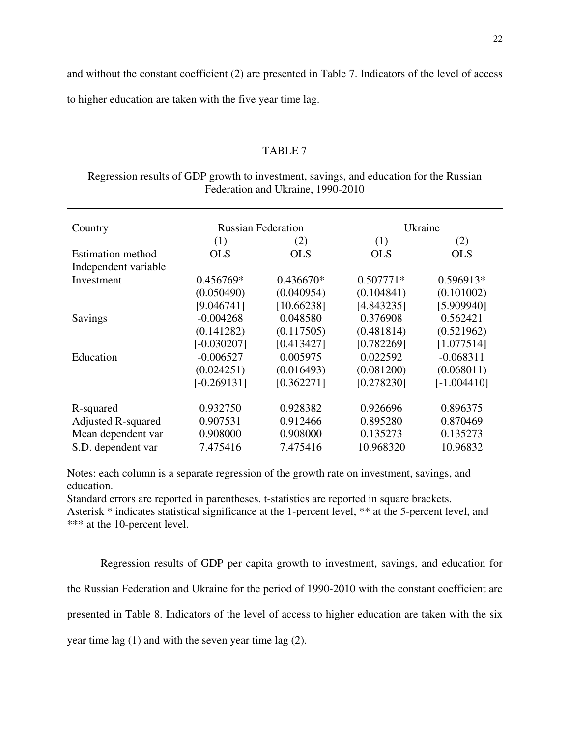and without the constant coefficient (2) are presented in Table 7. Indicators of the level of access to higher education are taken with the five year time lag.

TABLE 7

Regression results of GDP growth to investment, savings, and education for the Russian Federation and Ukraine, 1990-2010

| Country | Russian Federation | | Ukraine | |
|---|---|---|---|---|
| | (1) | (2) | (1) | (2) |
| Estimation method | OLS | OLS | OLS | OLS |
| Independent variable | | | | |
| Investment | 0.456769* | 0.436670* | 0.507771* | 0.596913* |
| | (0.050490) | (0.040954) | (0.104841) | (0.101002) |
| | [9.046741] | [10.66238] | [4.843235] | [5.909940] |
| Savings | -0.004268 | 0.048580 | 0.376908 | 0.562421 |
| | (0.141282) | (0.117505) | (0.481814) | (0.521962) |
| | [-0.030207] | [0.413427] | [0.782269] | [1.077514] |
| Education | -0.006527 | 0.005975 | 0.022592 | -0.068311 |
| | (0.024251) | (0.016493) | (0.081200) | (0.068011) |
| | [-0.269131] | [0.362271] | [0.278230] | [-1.004410] |
| R-squared | 0.932750 | 0.928382 | 0.926696 | 0.896375 |
| Adjusted R-squared | 0.907531 | 0.912466 | 0.895280 | 0.870469 |
| Mean dependent var | 0.908000 | 0.908000 | 0.135273 | 0.135273 |
| S.D. dependent var | 7.475416 | 7.475416 | 10.968320 | 10.96832 |

Notes: each column is a separate regression of the growth rate on investment, savings, and education.
Standard errors are reported in parentheses. t-statistics are reported in square brackets.
Asterisk * indicates statistical significance at the 1-percent level, ** at the 5-percent level, and *** at the 10-percent level.

Regression results of GDP per capita growth to investment, savings, and education for the Russian Federation and Ukraine for the period of 1990-2010 with the constant coefficient are presented in Table 8. Indicators of the level of access to higher education are taken with the six year time lag (1) and with the seven year time lag (2).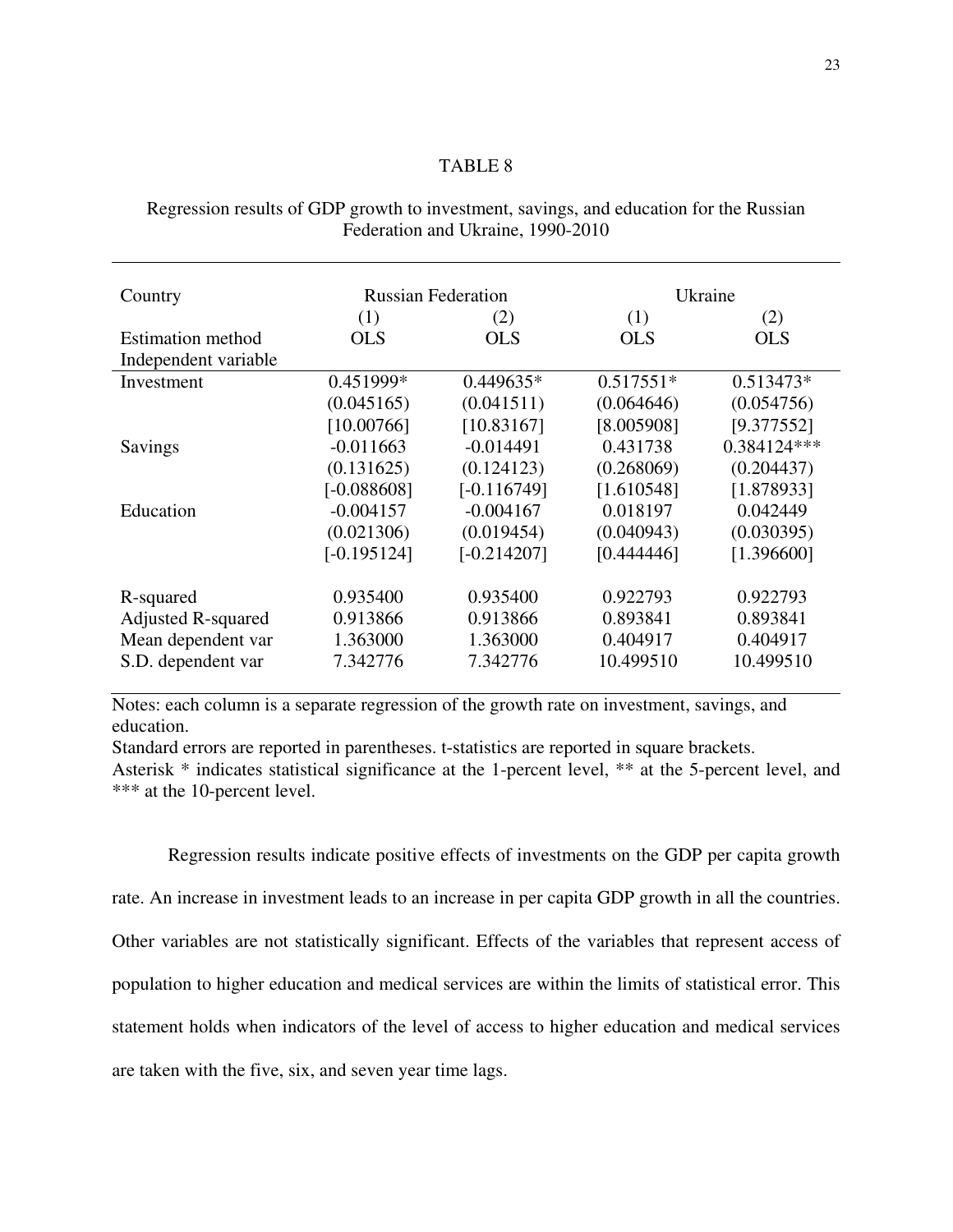TABLE 8

Regression results of GDP growth to investment, savings, and education for the Russian Federation and Ukraine, 1990-2010

| Country | Russian Federation | | Ukraine | |
|---|---|---|---|---|
| | (1) | (2) | (1) | (2) |
| Estimation method | OLS | OLS | OLS | OLS |
| Independent variable | | | | |
| Investment | 0.451999* | 0.449635* | 0.517551* | 0.513473* |
| | (0.045165) | (0.041511) | (0.064646) | (0.054756) |
| | [10.00766] | [10.83167] | [8.005908] | [9.377552] |
| Savings | -0.011663 | -0.014491 | 0.431738 | 0.384124*** |
| | (0.131625) | (0.124123) | (0.268069) | (0.204437) |
| | [-0.088608] | [-0.116749] | [1.610548] | [1.878933] |
| Education | -0.004157 | -0.004167 | 0.018197 | 0.042449 |
| | (0.021306) | (0.019454) | (0.040943) | (0.030395) |
| | [-0.195124] | [-0.214207] | [0.444446] | [1.396600] |
| R-squared | 0.935400 | 0.935400 | 0.922793 | 0.922793 |
| Adjusted R-squared | 0.913866 | 0.913866 | 0.893841 | 0.893841 |
| Mean dependent var | 1.363000 | 1.363000 | 0.404917 | 0.404917 |
| S.D. dependent var | 7.342776 | 7.342776 | 10.499510 | 10.499510 |

Notes: each column is a separate regression of the growth rate on investment, savings, and education.
Standard errors are reported in parentheses. t-statistics are reported in square brackets.
Asterisk * indicates statistical significance at the 1-percent level, ** at the 5-percent level, and *** at the 10-percent level.

Regression results indicate positive effects of investments on the GDP per capita growth rate. An increase in investment leads to an increase in per capita GDP growth in all the countries. Other variables are not statistically significant. Effects of the variables that represent access of population to higher education and medical services are within the limits of statistical error. This statement holds when indicators of the level of access to higher education and medical services are taken with the five, six, and seven year time lags.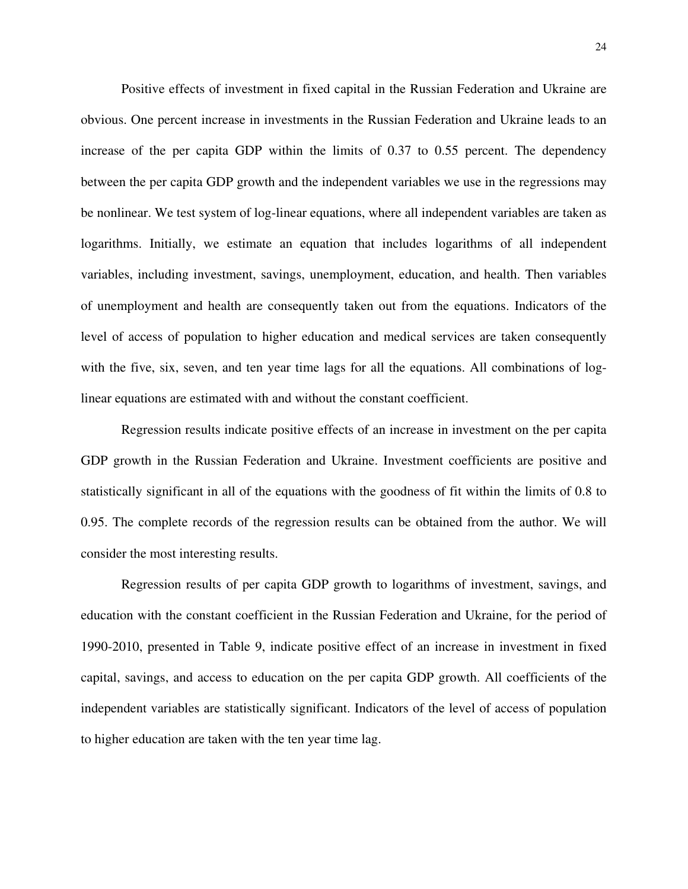Positive effects of investment in fixed capital in the Russian Federation and Ukraine are obvious. One percent increase in investments in the Russian Federation and Ukraine leads to an increase of the per capita GDP within the limits of 0.37 to 0.55 percent. The dependency between the per capita GDP growth and the independent variables we use in the regressions may be nonlinear. We test system of log-linear equations, where all independent variables are taken as logarithms. Initially, we estimate an equation that includes logarithms of all independent variables, including investment, savings, unemployment, education, and health. Then variables of unemployment and health are consequently taken out from the equations. Indicators of the level of access of population to higher education and medical services are taken consequently with the five, six, seven, and ten year time lags for all the equations. All combinations of log-linear equations are estimated with and without the constant coefficient.

Regression results indicate positive effects of an increase in investment on the per capita GDP growth in the Russian Federation and Ukraine. Investment coefficients are positive and statistically significant in all of the equations with the goodness of fit within the limits of 0.8 to 0.95. The complete records of the regression results can be obtained from the author. We will consider the most interesting results.

Regression results of per capita GDP growth to logarithms of investment, savings, and education with the constant coefficient in the Russian Federation and Ukraine, for the period of 1990-2010, presented in Table 9, indicate positive effect of an increase in investment in fixed capital, savings, and access to education on the per capita GDP growth. All coefficients of the independent variables are statistically significant. Indicators of the level of access of population to higher education are taken with the ten year time lag.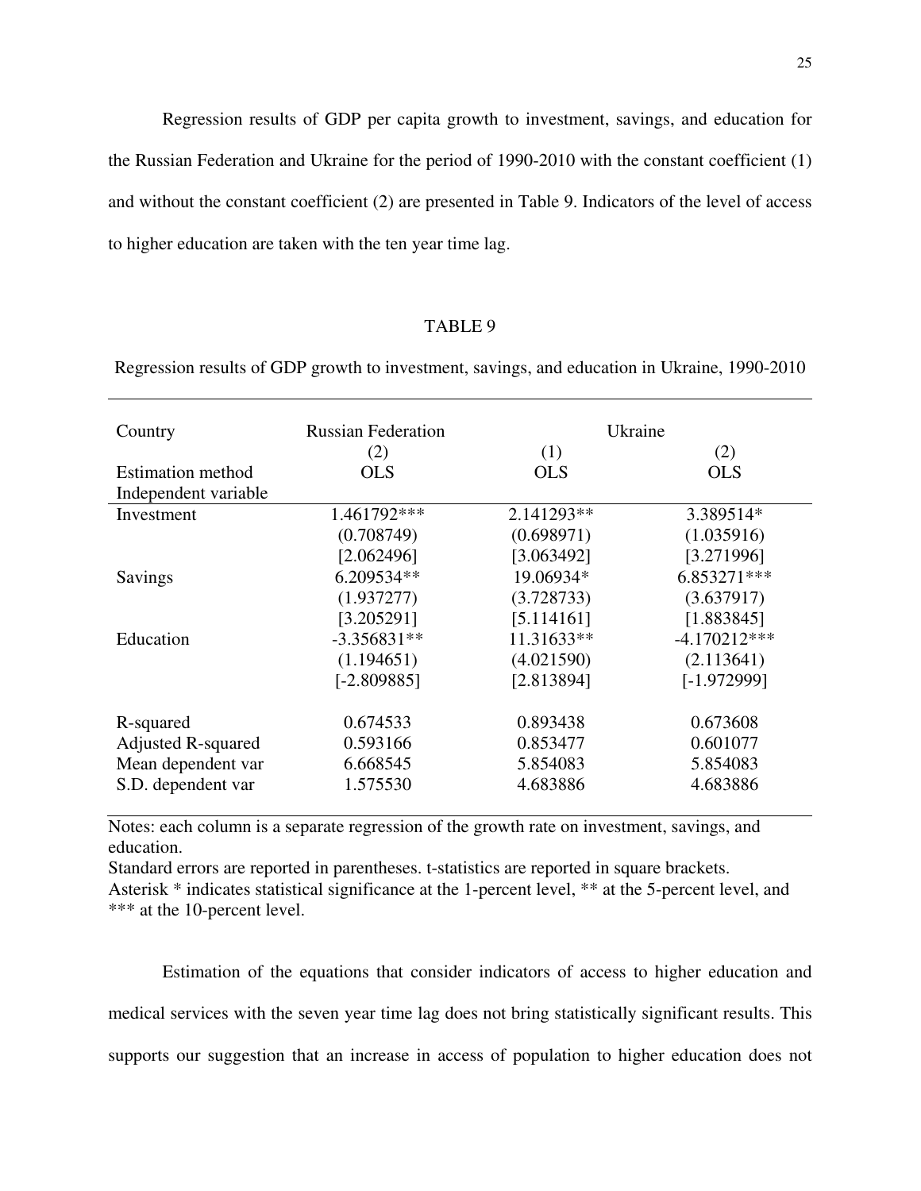Regression results of GDP per capita growth to investment, savings, and education for the Russian Federation and Ukraine for the period of 1990-2010 with the constant coefficient (1) and without the constant coefficient (2) are presented in Table 9. Indicators of the level of access to higher education are taken with the ten year time lag.

TABLE 9

Regression results of GDP growth to investment, savings, and education in Ukraine, 1990-2010

| Country | Russian Federation | Ukraine | |
|---|---|---|---|
| | (2) | (1) | (2) |
| Estimation method | OLS | OLS | OLS |
| Independent variable | | | |
| Investment | 1.461792*** | 2.141293** | 3.389514* |
| | (0.708749) | (0.698971) | (1.035916) |
| | [2.062496] | [3.063492] | [3.271996] |
| Savings | 6.209534** | 19.06934* | 6.853271*** |
| | (1.937277) | (3.728733) | (3.637917) |
| | [3.205291] | [5.114161] | [1.883845] |
| Education | -3.356831** | 11.31633** | -4.170212*** |
| | (1.194651) | (4.021590) | (2.113641) |
| | [-2.809885] | [2.813894] | [-1.972999] |
| R-squared | 0.674533 | 0.893438 | 0.673608 |
| Adjusted R-squared | 0.593166 | 0.853477 | 0.601077 |
| Mean dependent var | 6.668545 | 5.854083 | 5.854083 |
| S.D. dependent var | 1.575530 | 4.683886 | 4.683886 |

Notes: each column is a separate regression of the growth rate on investment, savings, and education.
Standard errors are reported in parentheses. t-statistics are reported in square brackets.
Asterisk * indicates statistical significance at the 1-percent level, ** at the 5-percent level, and *** at the 10-percent level.

Estimation of the equations that consider indicators of access to higher education and medical services with the seven year time lag does not bring statistically significant results. This supports our suggestion that an increase in access of population to higher education does not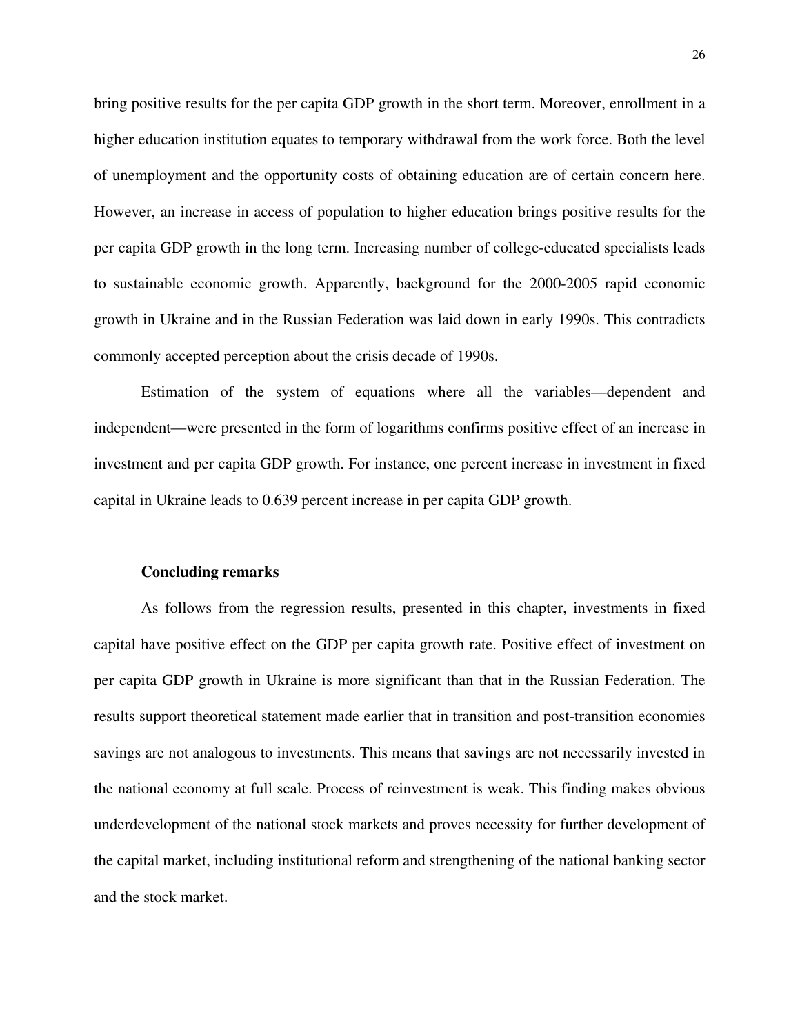bring positive results for the per capita GDP growth in the short term. Moreover, enrollment in a higher education institution equates to temporary withdrawal from the work force. Both the level of unemployment and the opportunity costs of obtaining education are of certain concern here. However, an increase in access of population to higher education brings positive results for the per capita GDP growth in the long term. Increasing number of college-educated specialists leads to sustainable economic growth. Apparently, background for the 2000-2005 rapid economic growth in Ukraine and in the Russian Federation was laid down in early 1990s. This contradicts commonly accepted perception about the crisis decade of 1990s.

Estimation of the system of equations where all the variables—dependent and independent—were presented in the form of logarithms confirms positive effect of an increase in investment and per capita GDP growth. For instance, one percent increase in investment in fixed capital in Ukraine leads to 0.639 percent increase in per capita GDP growth.

### Concluding remarks

As follows from the regression results, presented in this chapter, investments in fixed capital have positive effect on the GDP per capita growth rate. Positive effect of investment on per capita GDP growth in Ukraine is more significant than that in the Russian Federation. The results support theoretical statement made earlier that in transition and post-transition economies savings are not analogous to investments. This means that savings are not necessarily invested in the national economy at full scale. Process of reinvestment is weak. This finding makes obvious underdevelopment of the national stock markets and proves necessity for further development of the capital market, including institutional reform and strengthening of the national banking sector and the stock market.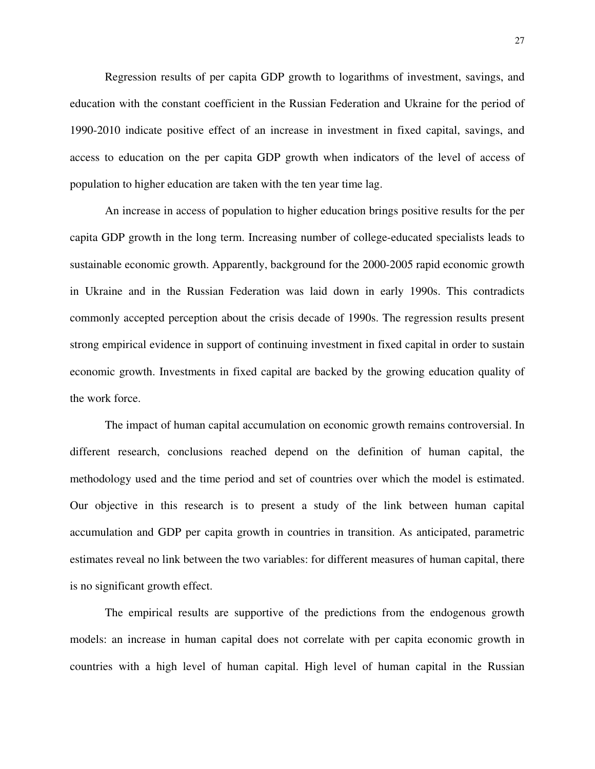Regression results of per capita GDP growth to logarithms of investment, savings, and education with the constant coefficient in the Russian Federation and Ukraine for the period of 1990-2010 indicate positive effect of an increase in investment in fixed capital, savings, and access to education on the per capita GDP growth when indicators of the level of access of population to higher education are taken with the ten year time lag.

An increase in access of population to higher education brings positive results for the per capita GDP growth in the long term. Increasing number of college-educated specialists leads to sustainable economic growth. Apparently, background for the 2000-2005 rapid economic growth in Ukraine and in the Russian Federation was laid down in early 1990s. This contradicts commonly accepted perception about the crisis decade of 1990s. The regression results present strong empirical evidence in support of continuing investment in fixed capital in order to sustain economic growth. Investments in fixed capital are backed by the growing education quality of the work force.

The impact of human capital accumulation on economic growth remains controversial. In different research, conclusions reached depend on the definition of human capital, the methodology used and the time period and set of countries over which the model is estimated. Our objective in this research is to present a study of the link between human capital accumulation and GDP per capita growth in countries in transition. As anticipated, parametric estimates reveal no link between the two variables: for different measures of human capital, there is no significant growth effect.

The empirical results are supportive of the predictions from the endogenous growth models: an increase in human capital does not correlate with per capita economic growth in countries with a high level of human capital. High level of human capital in the Russian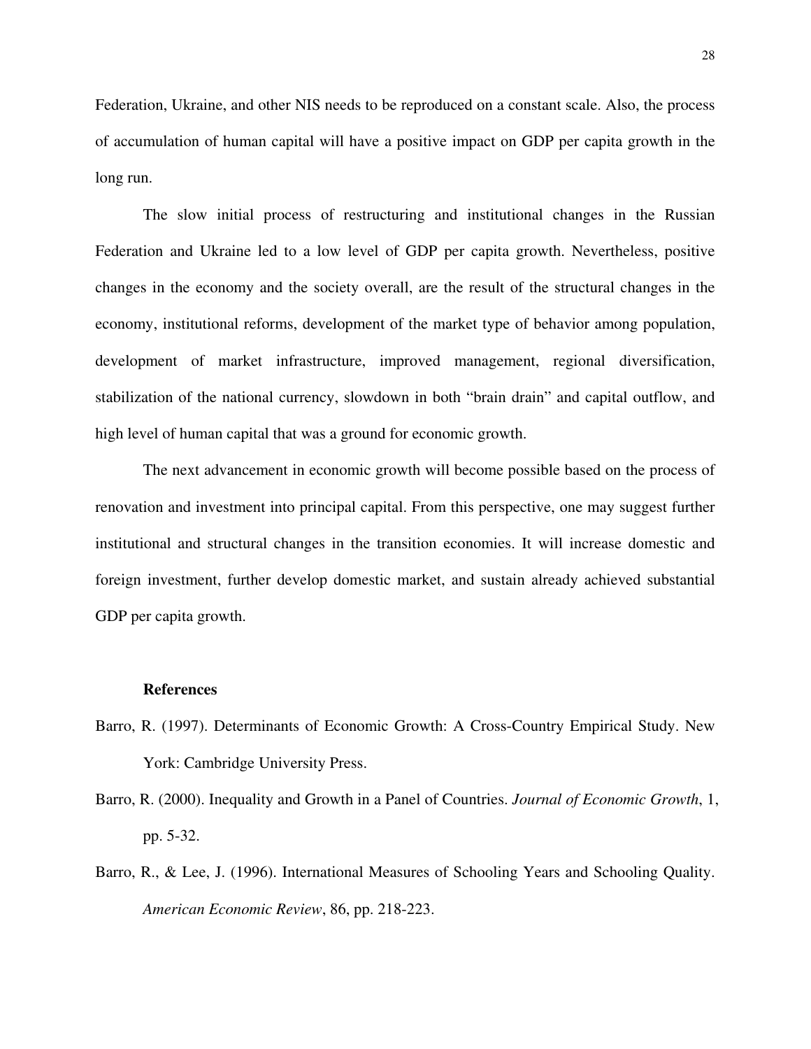Federation, Ukraine, and other NIS needs to be reproduced on a constant scale. Also, the process of accumulation of human capital will have a positive impact on GDP per capita growth in the long run.

The slow initial process of restructuring and institutional changes in the Russian Federation and Ukraine led to a low level of GDP per capita growth. Nevertheless, positive changes in the economy and the society overall, are the result of the structural changes in the economy, institutional reforms, development of the market type of behavior among population, development of market infrastructure, improved management, regional diversification, stabilization of the national currency, slowdown in both "brain drain" and capital outflow, and high level of human capital that was a ground for economic growth.

The next advancement in economic growth will become possible based on the process of renovation and investment into principal capital. From this perspective, one may suggest further institutional and structural changes in the transition economies. It will increase domestic and foreign investment, further develop domestic market, and sustain already achieved substantial GDP per capita growth.

## References

Barro, R. (1997). Determinants of Economic Growth: A Cross-Country Empirical Study. New York: Cambridge University Press.

Barro, R. (2000). Inequality and Growth in a Panel of Countries. *Journal of Economic Growth*, 1, pp. 5-32.

Barro, R., & Lee, J. (1996). International Measures of Schooling Years and Schooling Quality. *American Economic Review*, 86, pp. 218-223.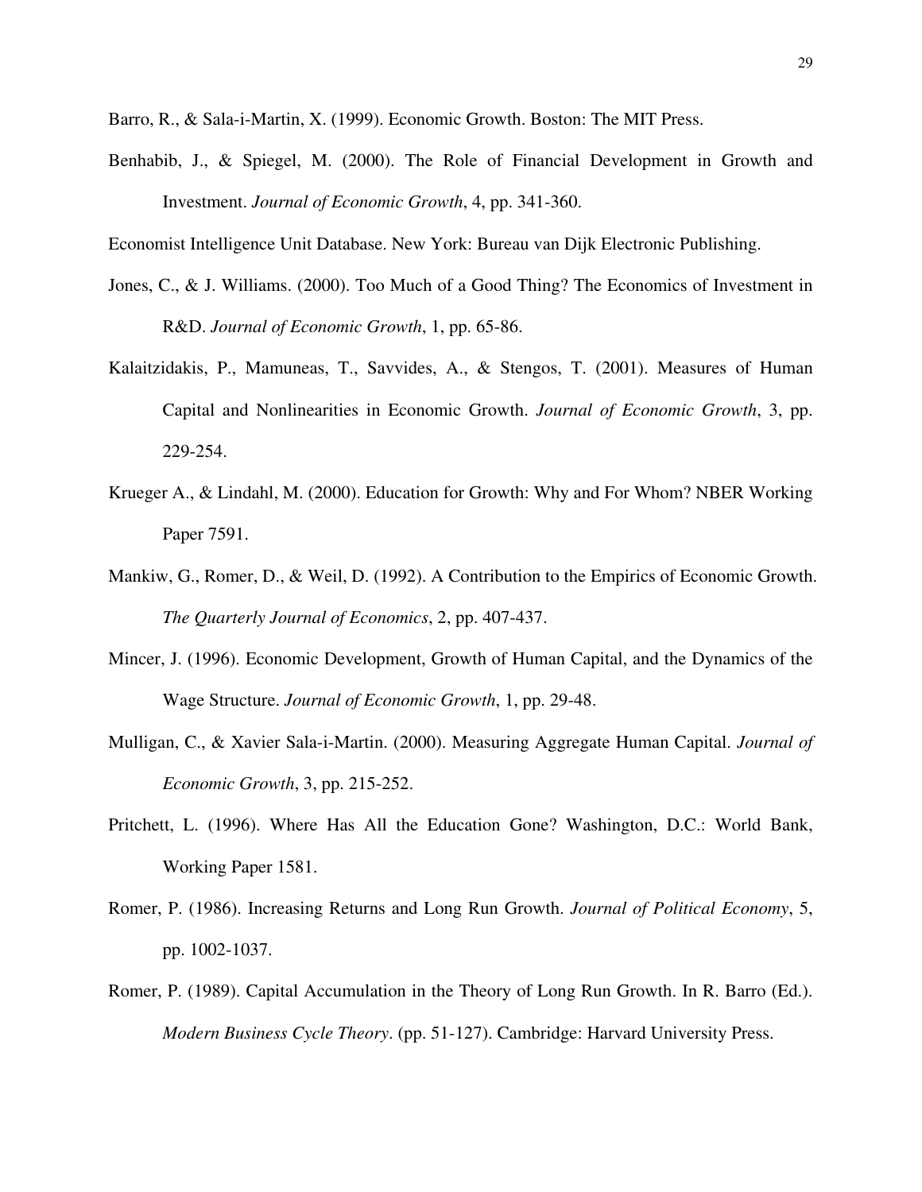Barro, R., & Sala-i-Martin, X. (1999). Economic Growth. Boston: The MIT Press.

Benhabib, J., & Spiegel, M. (2000). The Role of Financial Development in Growth and Investment. *Journal of Economic Growth*, 4, pp. 341-360.

Economist Intelligence Unit Database. New York: Bureau van Dijk Electronic Publishing.

Jones, C., & J. Williams. (2000). Too Much of a Good Thing? The Economics of Investment in R&D. *Journal of Economic Growth*, 1, pp. 65-86.

Kalaitzidakis, P., Mamuneas, T., Savvides, A., & Stengos, T. (2001). Measures of Human Capital and Nonlinearities in Economic Growth. *Journal of Economic Growth*, 3, pp. 229-254.

Krueger A., & Lindahl, M. (2000). Education for Growth: Why and For Whom? NBER Working Paper 7591.

Mankiw, G., Romer, D., & Weil, D. (1992). A Contribution to the Empirics of Economic Growth. *The Quarterly Journal of Economics*, 2, pp. 407-437.

Mincer, J. (1996). Economic Development, Growth of Human Capital, and the Dynamics of the Wage Structure. *Journal of Economic Growth*, 1, pp. 29-48.

Mulligan, C., & Xavier Sala-i-Martin. (2000). Measuring Aggregate Human Capital. *Journal of Economic Growth*, 3, pp. 215-252.

Pritchett, L. (1996). Where Has All the Education Gone? Washington, D.C.: World Bank, Working Paper 1581.

Romer, P. (1986). Increasing Returns and Long Run Growth. *Journal of Political Economy*, 5, pp. 1002-1037.

Romer, P. (1989). Capital Accumulation in the Theory of Long Run Growth. In R. Barro (Ed.). *Modern Business Cycle Theory*. (pp. 51-127). Cambridge: Harvard University Press.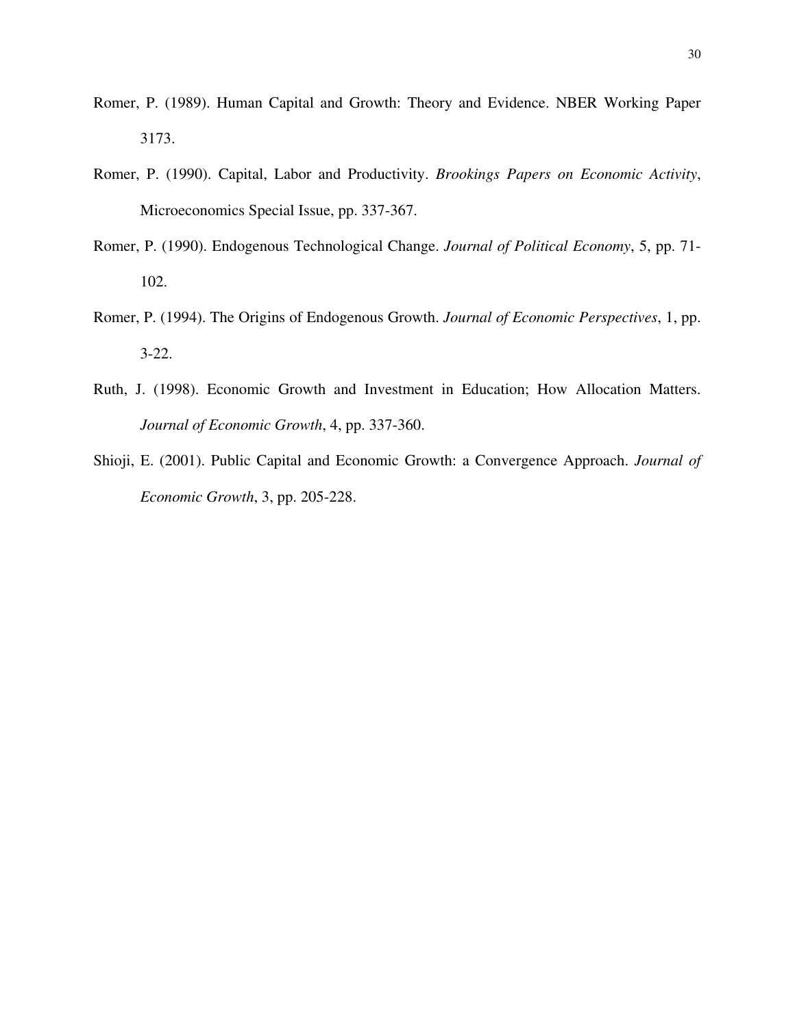Romer, P. (1989). Human Capital and Growth: Theory and Evidence. NBER Working Paper 3173.

Romer, P. (1990). Capital, Labor and Productivity. *Brookings Papers on Economic Activity*, Microeconomics Special Issue, pp. 337-367.

Romer, P. (1990). Endogenous Technological Change. *Journal of Political Economy*, 5, pp. 71-102.

Romer, P. (1994). The Origins of Endogenous Growth. *Journal of Economic Perspectives*, 1, pp. 3-22.

Ruth, J. (1998). Economic Growth and Investment in Education; How Allocation Matters. *Journal of Economic Growth*, 4, pp. 337-360.

Shioji, E. (2001). Public Capital and Economic Growth: a Convergence Approach. *Journal of Economic Growth*, 3, pp. 205-228.